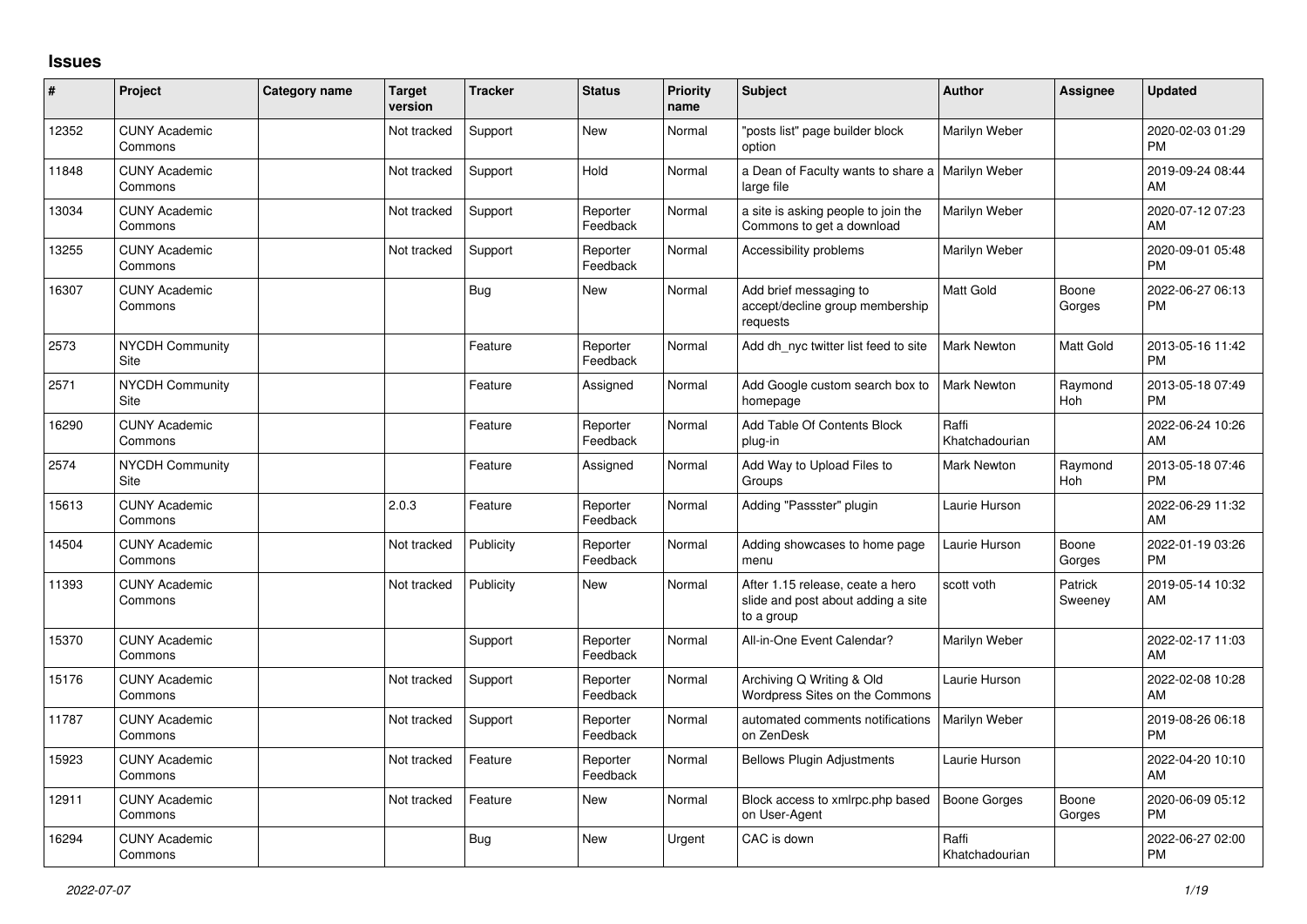## Issues

| # | Project | Category name | Target version | Tracker | Status | Priority name | Subject | Author | Assignee | Updated |
|---|---|---|---|---|---|---|---|---|---|---|
| 12352 | CUNY Academic Commons | | Not tracked | Support | New | Normal | "posts list" page builder block option | Marilyn Weber | | 2020-02-03 01:29 PM |
| 11848 | CUNY Academic Commons | | Not tracked | Support | Hold | Normal | a Dean of Faculty wants to share a large file | Marilyn Weber | | 2019-09-24 08:44 AM |
| 13034 | CUNY Academic Commons | | Not tracked | Support | Reporter Feedback | Normal | a site is asking people to join the Commons to get a download | Marilyn Weber | | 2020-07-12 07:23 AM |
| 13255 | CUNY Academic Commons | | Not tracked | Support | Reporter Feedback | Normal | Accessibility problems | Marilyn Weber | | 2020-09-01 05:48 PM |
| 16307 | CUNY Academic Commons | | | Bug | New | Normal | Add brief messaging to accept/decline group membership requests | Matt Gold | Boone Gorges | 2022-06-27 06:13 PM |
| 2573 | NYCDH Community Site | | | Feature | Reporter Feedback | Normal | Add dh_nyc twitter list feed to site | Mark Newton | Matt Gold | 2013-05-16 11:42 PM |
| 2571 | NYCDH Community Site | | | Feature | Assigned | Normal | Add Google custom search box to homepage | Mark Newton | Raymond Hoh | 2013-05-18 07:49 PM |
| 16290 | CUNY Academic Commons | | | Feature | Reporter Feedback | Normal | Add Table Of Contents Block plug-in | Raffi Khatchadourian | | 2022-06-24 10:26 AM |
| 2574 | NYCDH Community Site | | | Feature | Assigned | Normal | Add Way to Upload Files to Groups | Mark Newton | Raymond Hoh | 2013-05-18 07:46 PM |
| 15613 | CUNY Academic Commons | | 2.0.3 | Feature | Reporter Feedback | Normal | Adding "Passster" plugin | Laurie Hurson | | 2022-06-29 11:32 AM |
| 14504 | CUNY Academic Commons | | Not tracked | Publicity | Reporter Feedback | Normal | Adding showcases to home page menu | Laurie Hurson | Boone Gorges | 2022-01-19 03:26 PM |
| 11393 | CUNY Academic Commons | | Not tracked | Publicity | New | Normal | After 1.15 release, ceate a hero slide and post about adding a site to a group | scott voth | Patrick Sweeney | 2019-05-14 10:32 AM |
| 15370 | CUNY Academic Commons | | | Support | Reporter Feedback | Normal | All-in-One Event Calendar? | Marilyn Weber | | 2022-02-17 11:03 AM |
| 15176 | CUNY Academic Commons | | Not tracked | Support | Reporter Feedback | Normal | Archiving Q Writing & Old Wordpress Sites on the Commons | Laurie Hurson | | 2022-02-08 10:28 AM |
| 11787 | CUNY Academic Commons | | Not tracked | Support | Reporter Feedback | Normal | automated comments notifications on ZenDesk | Marilyn Weber | | 2019-08-26 06:18 PM |
| 15923 | CUNY Academic Commons | | Not tracked | Feature | Reporter Feedback | Normal | Bellows Plugin Adjustments | Laurie Hurson | | 2022-04-20 10:10 AM |
| 12911 | CUNY Academic Commons | | Not tracked | Feature | New | Normal | Block access to xmlrpc.php based on User-Agent | Boone Gorges | Boone Gorges | 2020-06-09 05:12 PM |
| 16294 | CUNY Academic Commons | | | Bug | New | Urgent | CAC is down | Raffi Khatchadourian | | 2022-06-27 02:00 PM |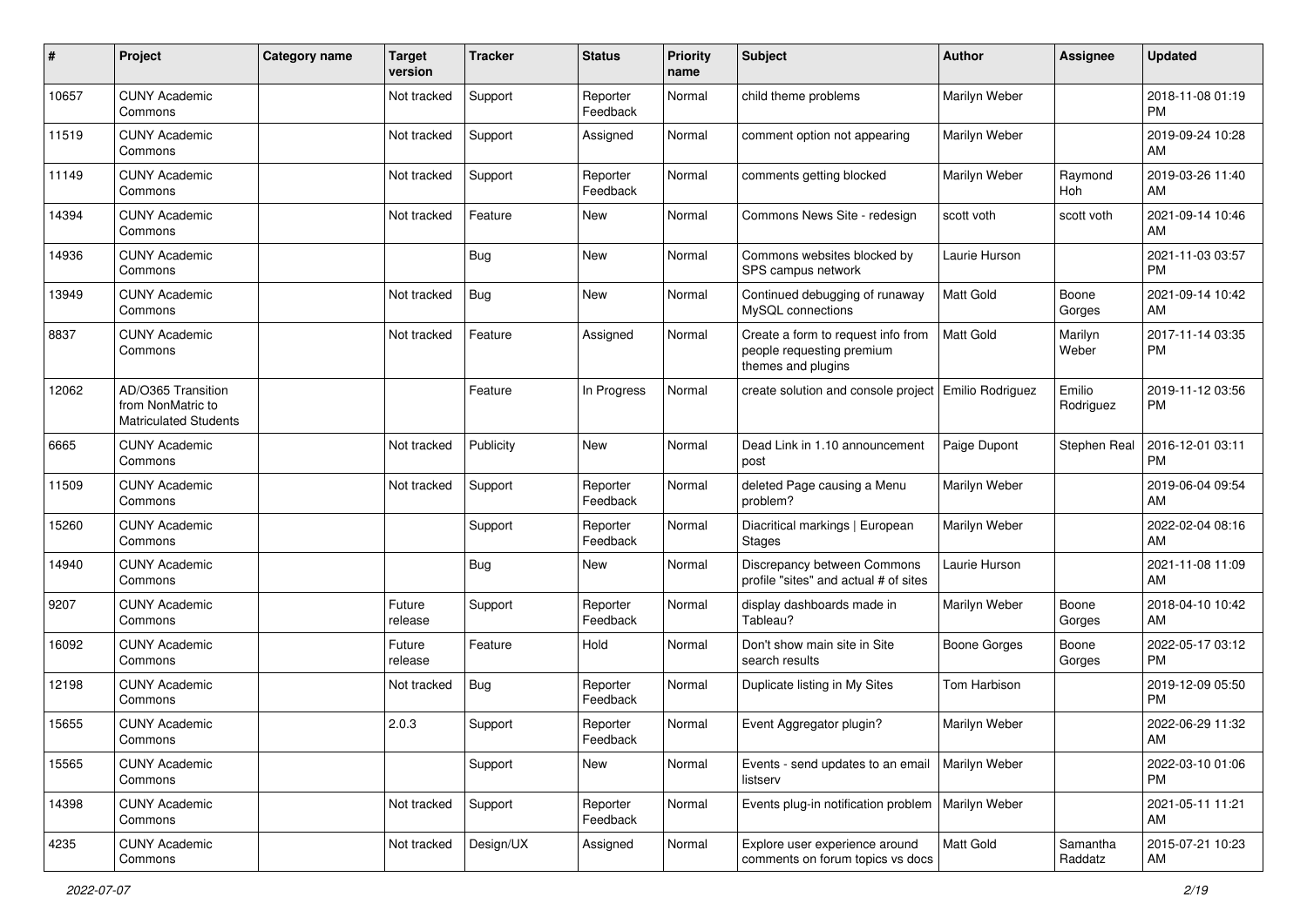| # | Project | Category name | Target version | Tracker | Status | Priority name | Subject | Author | Assignee | Updated |
|---|---|---|---|---|---|---|---|---|---|---|
| 10657 | CUNY Academic Commons | | Not tracked | Support | Reporter Feedback | Normal | child theme problems | Marilyn Weber | | 2018-11-08 01:19 PM |
| 11519 | CUNY Academic Commons | | Not tracked | Support | Assigned | Normal | comment option not appearing | Marilyn Weber | | 2019-09-24 10:28 AM |
| 11149 | CUNY Academic Commons | | Not tracked | Support | Reporter Feedback | Normal | comments getting blocked | Marilyn Weber | Raymond Hoh | 2019-03-26 11:40 AM |
| 14394 | CUNY Academic Commons | | Not tracked | Feature | New | Normal | Commons News Site - redesign | scott voth | scott voth | 2021-09-14 10:46 AM |
| 14936 | CUNY Academic Commons | | | Bug | New | Normal | Commons websites blocked by SPS campus network | Laurie Hurson | | 2021-11-03 03:57 PM |
| 13949 | CUNY Academic Commons | | Not tracked | Bug | New | Normal | Continued debugging of runaway MySQL connections | Matt Gold | Boone Gorges | 2021-09-14 10:42 AM |
| 8837 | CUNY Academic Commons | | Not tracked | Feature | Assigned | Normal | Create a form to request info from people requesting premium themes and plugins | Matt Gold | Marilyn Weber | 2017-11-14 03:35 PM |
| 12062 | AD/O365 Transition from NonMatric to Matriculated Students | | | Feature | In Progress | Normal | create solution and console project | Emilio Rodriguez | Emilio Rodriguez | 2019-11-12 03:56 PM |
| 6665 | CUNY Academic Commons | | Not tracked | Publicity | New | Normal | Dead Link in 1.10 announcement post | Paige Dupont | Stephen Real | 2016-12-01 03:11 PM |
| 11509 | CUNY Academic Commons | | Not tracked | Support | Reporter Feedback | Normal | deleted Page causing a Menu problem? | Marilyn Weber | | 2019-06-04 09:54 AM |
| 15260 | CUNY Academic Commons | | | Support | Reporter Feedback | Normal | Diacritical markings \| European Stages | Marilyn Weber | | 2022-02-04 08:16 AM |
| 14940 | CUNY Academic Commons | | | Bug | New | Normal | Discrepancy between Commons profile "sites" and actual # of sites | Laurie Hurson | | 2021-11-08 11:09 AM |
| 9207 | CUNY Academic Commons | | Future release | Support | Reporter Feedback | Normal | display dashboards made in Tableau? | Marilyn Weber | Boone Gorges | 2018-04-10 10:42 AM |
| 16092 | CUNY Academic Commons | | Future release | Feature | Hold | Normal | Don't show main site in Site search results | Boone Gorges | Boone Gorges | 2022-05-17 03:12 PM |
| 12198 | CUNY Academic Commons | | Not tracked | Bug | Reporter Feedback | Normal | Duplicate listing in My Sites | Tom Harbison | | 2019-12-09 05:50 PM |
| 15655 | CUNY Academic Commons | | 2.0.3 | Support | Reporter Feedback | Normal | Event Aggregator plugin? | Marilyn Weber | | 2022-06-29 11:32 AM |
| 15565 | CUNY Academic Commons | | | Support | New | Normal | Events - send updates to an email listserv | Marilyn Weber | | 2022-03-10 01:06 PM |
| 14398 | CUNY Academic Commons | | Not tracked | Support | Reporter Feedback | Normal | Events plug-in notification problem | Marilyn Weber | | 2021-05-11 11:21 AM |
| 4235 | CUNY Academic Commons | | Not tracked | Design/UX | Assigned | Normal | Explore user experience around comments on forum topics vs docs | Matt Gold | Samantha Raddatz | 2015-07-21 10:23 AM |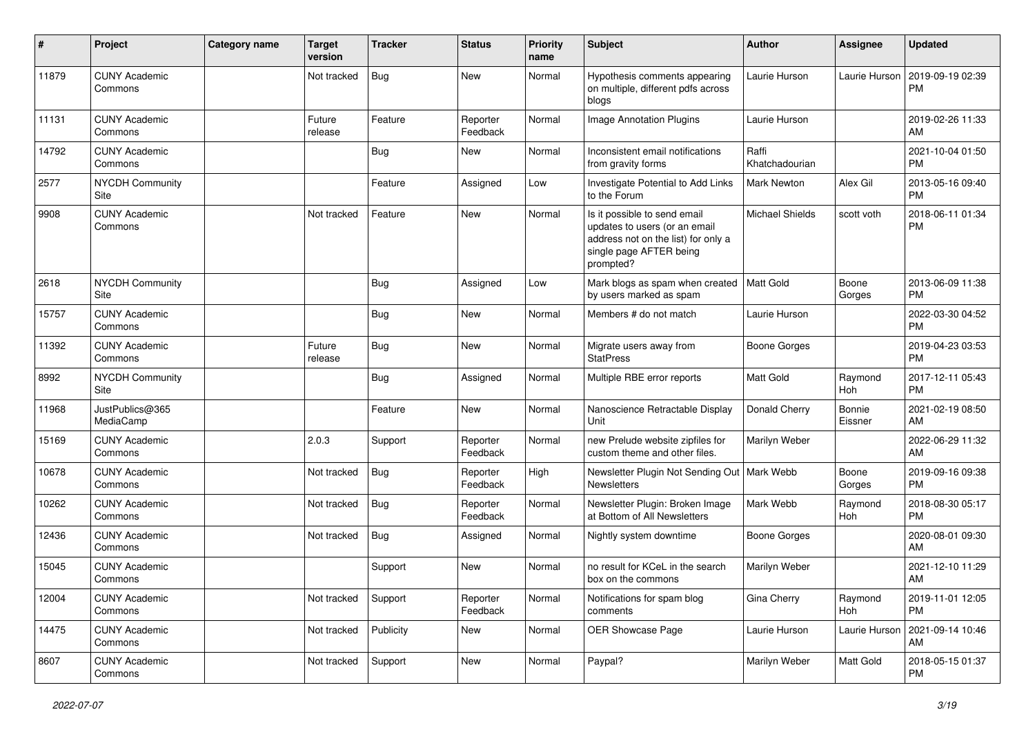| # | Project | Category name | Target version | Tracker | Status | Priority name | Subject | Author | Assignee | Updated |
|---|---|---|---|---|---|---|---|---|---|---|
| 11879 | CUNY Academic Commons | | Not tracked | Bug | New | Normal | Hypothesis comments appearing on multiple, different pdfs across blogs | Laurie Hurson | Laurie Hurson | 2019-09-19 02:39 PM |
| 11131 | CUNY Academic Commons | | Future release | Feature | Reporter Feedback | Normal | Image Annotation Plugins | Laurie Hurson | | 2019-02-26 11:33 AM |
| 14792 | CUNY Academic Commons | | | Bug | New | Normal | Inconsistent email notifications from gravity forms | Raffi Khatchadourian | | 2021-10-04 01:50 PM |
| 2577 | NYCDH Community Site | | | Feature | Assigned | Low | Investigate Potential to Add Links to the Forum | Mark Newton | Alex Gil | 2013-05-16 09:40 PM |
| 9908 | CUNY Academic Commons | | Not tracked | Feature | New | Normal | Is it possible to send email updates to users (or an email address not on the list) for only a single page AFTER being prompted? | Michael Shields | scott voth | 2018-06-11 01:34 PM |
| 2618 | NYCDH Community Site | | | Bug | Assigned | Low | Mark blogs as spam when created by users marked as spam | Matt Gold | Boone Gorges | 2013-06-09 11:38 PM |
| 15757 | CUNY Academic Commons | | | Bug | New | Normal | Members # do not match | Laurie Hurson | | 2022-03-30 04:52 PM |
| 11392 | CUNY Academic Commons | | Future release | Bug | New | Normal | Migrate users away from StatPress | Boone Gorges | | 2019-04-23 03:53 PM |
| 8992 | NYCDH Community Site | | | Bug | Assigned | Normal | Multiple RBE error reports | Matt Gold | Raymond Hoh | 2017-12-11 05:43 PM |
| 11968 | JustPublics@365 MediaCamp | | | Feature | New | Normal | Nanoscience Retractable Display Unit | Donald Cherry | Bonnie Eissner | 2021-02-19 08:50 AM |
| 15169 | CUNY Academic Commons | | 2.0.3 | Support | Reporter Feedback | Normal | new Prelude website zipfiles for custom theme and other files. | Marilyn Weber | | 2022-06-29 11:32 AM |
| 10678 | CUNY Academic Commons | | Not tracked | Bug | Reporter Feedback | High | Newsletter Plugin Not Sending Out Newsletters | Mark Webb | Boone Gorges | 2019-09-16 09:38 PM |
| 10262 | CUNY Academic Commons | | Not tracked | Bug | Reporter Feedback | Normal | Newsletter Plugin: Broken Image at Bottom of All Newsletters | Mark Webb | Raymond Hoh | 2018-08-30 05:17 PM |
| 12436 | CUNY Academic Commons | | Not tracked | Bug | Assigned | Normal | Nightly system downtime | Boone Gorges | | 2020-08-01 09:30 AM |
| 15045 | CUNY Academic Commons | | | Support | New | Normal | no result for KCeL in the search box on the commons | Marilyn Weber | | 2021-12-10 11:29 AM |
| 12004 | CUNY Academic Commons | | Not tracked | Support | Reporter Feedback | Normal | Notifications for spam blog comments | Gina Cherry | Raymond Hoh | 2019-11-01 12:05 PM |
| 14475 | CUNY Academic Commons | | Not tracked | Publicity | New | Normal | OER Showcase Page | Laurie Hurson | Laurie Hurson | 2021-09-14 10:46 AM |
| 8607 | CUNY Academic Commons | | Not tracked | Support | New | Normal | Paypal? | Marilyn Weber | Matt Gold | 2018-05-15 01:37 PM |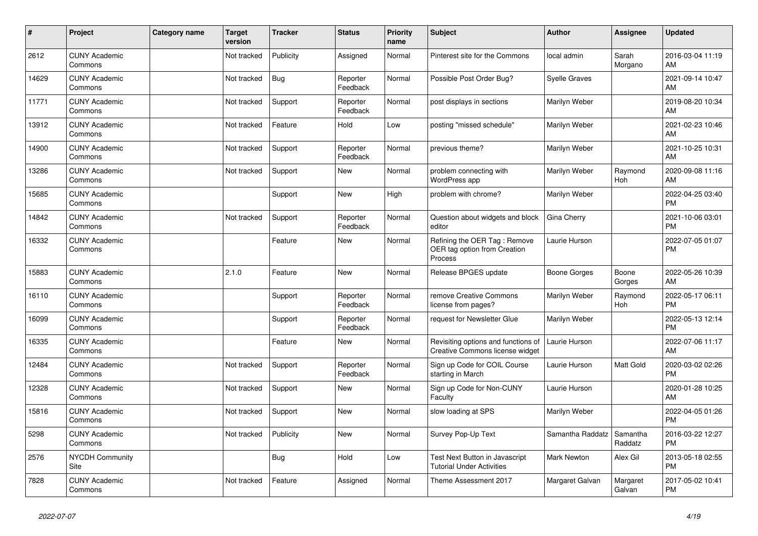| # | Project | Category name | Target version | Tracker | Status | Priority name | Subject | Author | Assignee | Updated |
|---|---|---|---|---|---|---|---|---|---|---|
| 2612 | CUNY Academic Commons | | Not tracked | Publicity | Assigned | Normal | Pinterest site for the Commons | local admin | Sarah Morgano | 2016-03-04 11:19 AM |
| 14629 | CUNY Academic Commons | | Not tracked | Bug | Reporter Feedback | Normal | Possible Post Order Bug? | Syelle Graves | | 2021-09-14 10:47 AM |
| 11771 | CUNY Academic Commons | | Not tracked | Support | Reporter Feedback | Normal | post displays in sections | Marilyn Weber | | 2019-08-20 10:34 AM |
| 13912 | CUNY Academic Commons | | Not tracked | Feature | Hold | Low | posting "missed schedule" | Marilyn Weber | | 2021-02-23 10:46 AM |
| 14900 | CUNY Academic Commons | | Not tracked | Support | Reporter Feedback | Normal | previous theme? | Marilyn Weber | | 2021-10-25 10:31 AM |
| 13286 | CUNY Academic Commons | | Not tracked | Support | New | Normal | problem connecting with WordPress app | Marilyn Weber | Raymond Hoh | 2020-09-08 11:16 AM |
| 15685 | CUNY Academic Commons | | | Support | New | High | problem with chrome? | Marilyn Weber | | 2022-04-25 03:40 PM |
| 14842 | CUNY Academic Commons | | Not tracked | Support | Reporter Feedback | Normal | Question about widgets and block editor | Gina Cherry | | 2021-10-06 03:01 PM |
| 16332 | CUNY Academic Commons | | | Feature | New | Normal | Refining the OER Tag : Remove OER tag option from Creation Process | Laurie Hurson | | 2022-07-05 01:07 PM |
| 15883 | CUNY Academic Commons | | 2.1.0 | Feature | New | Normal | Release BPGES update | Boone Gorges | Boone Gorges | 2022-05-26 10:39 AM |
| 16110 | CUNY Academic Commons | | | Support | Reporter Feedback | Normal | remove Creative Commons license from pages? | Marilyn Weber | Raymond Hoh | 2022-05-17 06:11 PM |
| 16099 | CUNY Academic Commons | | | Support | Reporter Feedback | Normal | request for Newsletter Glue | Marilyn Weber | | 2022-05-13 12:14 PM |
| 16335 | CUNY Academic Commons | | | Feature | New | Normal | Revisiting options and functions of Creative Commons license widget | Laurie Hurson | | 2022-07-06 11:17 AM |
| 12484 | CUNY Academic Commons | | Not tracked | Support | Reporter Feedback | Normal | Sign up Code for COIL Course starting in March | Laurie Hurson | Matt Gold | 2020-03-02 02:26 PM |
| 12328 | CUNY Academic Commons | | Not tracked | Support | New | Normal | Sign up Code for Non-CUNY Faculty | Laurie Hurson | | 2020-01-28 10:25 AM |
| 15816 | CUNY Academic Commons | | Not tracked | Support | New | Normal | slow loading at SPS | Marilyn Weber | | 2022-04-05 01:26 PM |
| 5298 | CUNY Academic Commons | | Not tracked | Publicity | New | Normal | Survey Pop-Up Text | Samantha Raddatz | Samantha Raddatz | 2016-03-22 12:27 PM |
| 2576 | NYCDH Community Site | | | Bug | Hold | Low | Test Next Button in Javascript Tutorial Under Activities | Mark Newton | Alex Gil | 2013-05-18 02:55 PM |
| 7828 | CUNY Academic Commons | | Not tracked | Feature | Assigned | Normal | Theme Assessment 2017 | Margaret Galvan | Margaret Galvan | 2017-05-02 10:41 PM |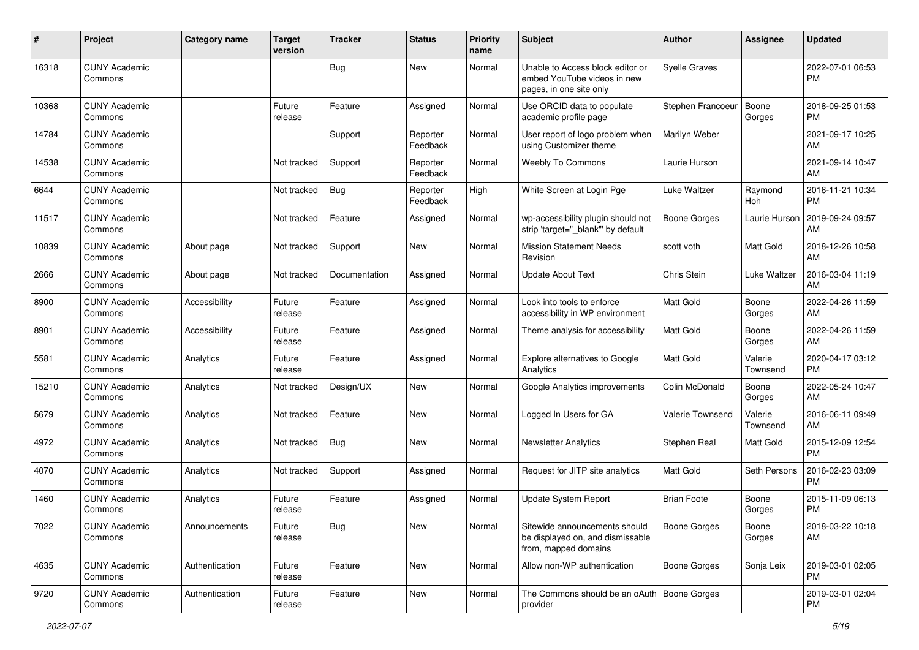| # | Project | Category name | Target version | Tracker | Status | Priority name | Subject | Author | Assignee | Updated |
|---|---|---|---|---|---|---|---|---|---|---|
| 16318 | CUNY Academic Commons | | | Bug | New | Normal | Unable to Access block editor or embed YouTube videos in new pages, in one site only | Syelle Graves | | 2022-07-01 06:53 PM |
| 10368 | CUNY Academic Commons | | Future release | Feature | Assigned | Normal | Use ORCID data to populate academic profile page | Stephen Francoeur | Boone Gorges | 2018-09-25 01:53 PM |
| 14784 | CUNY Academic Commons | | | Support | Reporter Feedback | Normal | User report of logo problem when using Customizer theme | Marilyn Weber | | 2021-09-17 10:25 AM |
| 14538 | CUNY Academic Commons | | Not tracked | Support | Reporter Feedback | Normal | Weebly To Commons | Laurie Hurson | | 2021-09-14 10:47 AM |
| 6644 | CUNY Academic Commons | | Not tracked | Bug | Reporter Feedback | High | White Screen at Login Pge | Luke Waltzer | Raymond Hoh | 2016-11-21 10:34 PM |
| 11517 | CUNY Academic Commons | | Not tracked | Feature | Assigned | Normal | wp-accessibility plugin should not strip 'target="_blank"' by default | Boone Gorges | Laurie Hurson | 2019-09-24 09:57 AM |
| 10839 | CUNY Academic Commons | About page | Not tracked | Support | New | Normal | Mission Statement Needs Revision | scott voth | Matt Gold | 2018-12-26 10:58 AM |
| 2666 | CUNY Academic Commons | About page | Not tracked | Documentation | Assigned | Normal | Update About Text | Chris Stein | Luke Waltzer | 2016-03-04 11:19 AM |
| 8900 | CUNY Academic Commons | Accessibility | Future release | Feature | Assigned | Normal | Look into tools to enforce accessibility in WP environment | Matt Gold | Boone Gorges | 2022-04-26 11:59 AM |
| 8901 | CUNY Academic Commons | Accessibility | Future release | Feature | Assigned | Normal | Theme analysis for accessibility | Matt Gold | Boone Gorges | 2022-04-26 11:59 AM |
| 5581 | CUNY Academic Commons | Analytics | Future release | Feature | Assigned | Normal | Explore alternatives to Google Analytics | Matt Gold | Valerie Townsend | 2020-04-17 03:12 PM |
| 15210 | CUNY Academic Commons | Analytics | Not tracked | Design/UX | New | Normal | Google Analytics improvements | Colin McDonald | Boone Gorges | 2022-05-24 10:47 AM |
| 5679 | CUNY Academic Commons | Analytics | Not tracked | Feature | New | Normal | Logged In Users for GA | Valerie Townsend | Valerie Townsend | 2016-06-11 09:49 AM |
| 4972 | CUNY Academic Commons | Analytics | Not tracked | Bug | New | Normal | Newsletter Analytics | Stephen Real | Matt Gold | 2015-12-09 12:54 PM |
| 4070 | CUNY Academic Commons | Analytics | Not tracked | Support | Assigned | Normal | Request for JITP site analytics | Matt Gold | Seth Persons | 2016-02-23 03:09 PM |
| 1460 | CUNY Academic Commons | Analytics | Future release | Feature | Assigned | Normal | Update System Report | Brian Foote | Boone Gorges | 2015-11-09 06:13 PM |
| 7022 | CUNY Academic Commons | Announcements | Future release | Bug | New | Normal | Sitewide announcements should be displayed on, and dismissable from, mapped domains | Boone Gorges | Boone Gorges | 2018-03-22 10:18 AM |
| 4635 | CUNY Academic Commons | Authentication | Future release | Feature | New | Normal | Allow non-WP authentication | Boone Gorges | Sonja Leix | 2019-03-01 02:05 PM |
| 9720 | CUNY Academic Commons | Authentication | Future release | Feature | New | Normal | The Commons should be an oAuth provider | Boone Gorges | | 2019-03-01 02:04 PM |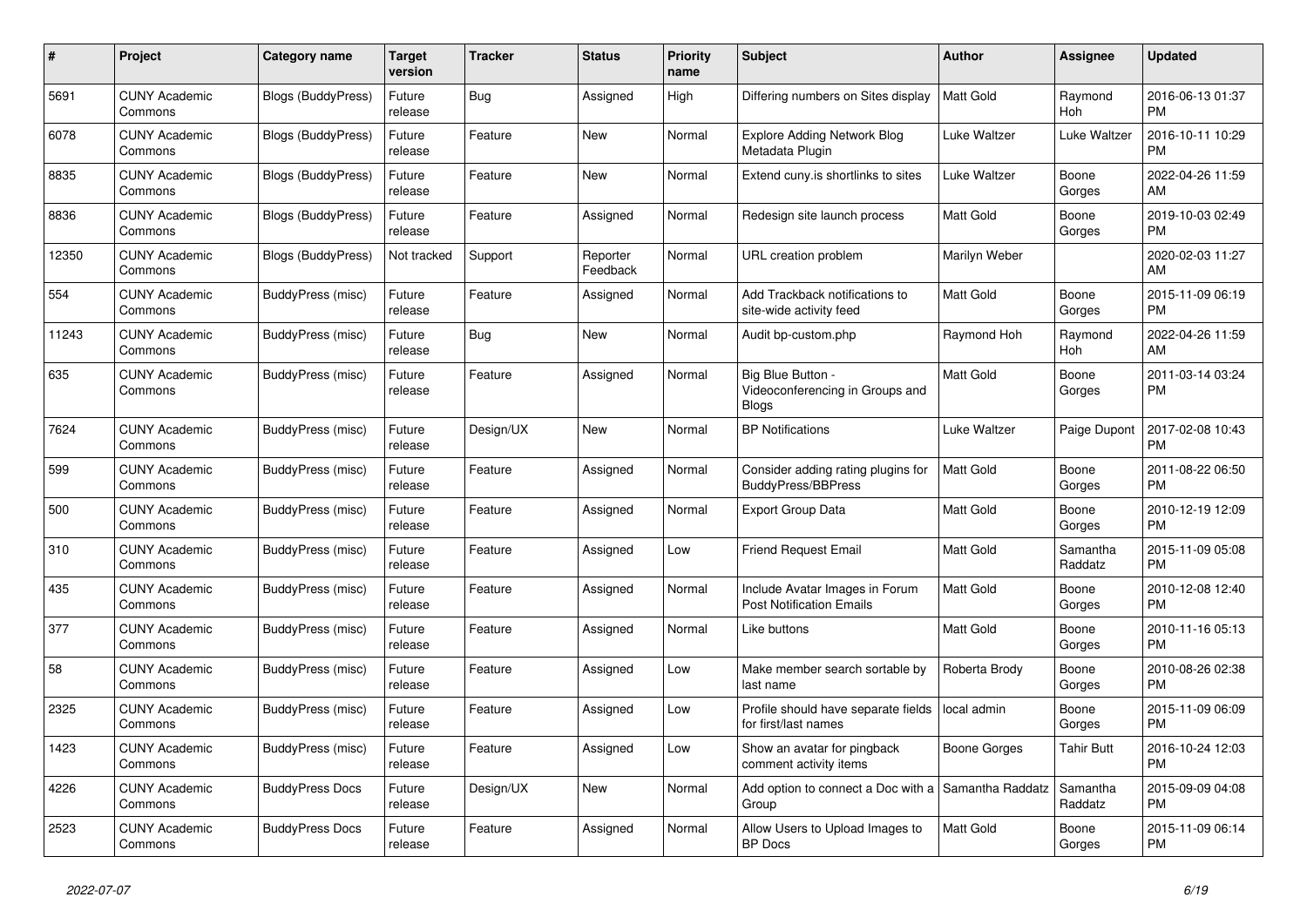| # | Project | Category name | Target version | Tracker | Status | Priority name | Subject | Author | Assignee | Updated |
|---|---|---|---|---|---|---|---|---|---|---|
| 5691 | CUNY Academic Commons | Blogs (BuddyPress) | Future release | Bug | Assigned | High | Differing numbers on Sites display | Matt Gold | Raymond Hoh | 2016-06-13 01:37 PM |
| 6078 | CUNY Academic Commons | Blogs (BuddyPress) | Future release | Feature | New | Normal | Explore Adding Network Blog Metadata Plugin | Luke Waltzer | Luke Waltzer | 2016-10-11 10:29 PM |
| 8835 | CUNY Academic Commons | Blogs (BuddyPress) | Future release | Feature | New | Normal | Extend cuny.is shortlinks to sites | Luke Waltzer | Boone Gorges | 2022-04-26 11:59 AM |
| 8836 | CUNY Academic Commons | Blogs (BuddyPress) | Future release | Feature | Assigned | Normal | Redesign site launch process | Matt Gold | Boone Gorges | 2019-10-03 02:49 PM |
| 12350 | CUNY Academic Commons | Blogs (BuddyPress) | Not tracked | Support | Reporter Feedback | Normal | URL creation problem | Marilyn Weber | | 2020-02-03 11:27 AM |
| 554 | CUNY Academic Commons | BuddyPress (misc) | Future release | Feature | Assigned | Normal | Add Trackback notifications to site-wide activity feed | Matt Gold | Boone Gorges | 2015-11-09 06:19 PM |
| 11243 | CUNY Academic Commons | BuddyPress (misc) | Future release | Bug | New | Normal | Audit bp-custom.php | Raymond Hoh | Raymond Hoh | 2022-04-26 11:59 AM |
| 635 | CUNY Academic Commons | BuddyPress (misc) | Future release | Feature | Assigned | Normal | Big Blue Button - Videoconferencing in Groups and Blogs | Matt Gold | Boone Gorges | 2011-03-14 03:24 PM |
| 7624 | CUNY Academic Commons | BuddyPress (misc) | Future release | Design/UX | New | Normal | BP Notifications | Luke Waltzer | Paige Dupont | 2017-02-08 10:43 PM |
| 599 | CUNY Academic Commons | BuddyPress (misc) | Future release | Feature | Assigned | Normal | Consider adding rating plugins for BuddyPress/BBPress | Matt Gold | Boone Gorges | 2011-08-22 06:50 PM |
| 500 | CUNY Academic Commons | BuddyPress (misc) | Future release | Feature | Assigned | Normal | Export Group Data | Matt Gold | Boone Gorges | 2010-12-19 12:09 PM |
| 310 | CUNY Academic Commons | BuddyPress (misc) | Future release | Feature | Assigned | Low | Friend Request Email | Matt Gold | Samantha Raddatz | 2015-11-09 05:08 PM |
| 435 | CUNY Academic Commons | BuddyPress (misc) | Future release | Feature | Assigned | Normal | Include Avatar Images in Forum Post Notification Emails | Matt Gold | Boone Gorges | 2010-12-08 12:40 PM |
| 377 | CUNY Academic Commons | BuddyPress (misc) | Future release | Feature | Assigned | Normal | Like buttons | Matt Gold | Boone Gorges | 2010-11-16 05:13 PM |
| 58 | CUNY Academic Commons | BuddyPress (misc) | Future release | Feature | Assigned | Low | Make member search sortable by last name | Roberta Brody | Boone Gorges | 2010-08-26 02:38 PM |
| 2325 | CUNY Academic Commons | BuddyPress (misc) | Future release | Feature | Assigned | Low | Profile should have separate fields for first/last names | local admin | Boone Gorges | 2015-11-09 06:09 PM |
| 1423 | CUNY Academic Commons | BuddyPress (misc) | Future release | Feature | Assigned | Low | Show an avatar for pingback comment activity items | Boone Gorges | Tahir Butt | 2016-10-24 12:03 PM |
| 4226 | CUNY Academic Commons | BuddyPress Docs | Future release | Design/UX | New | Normal | Add option to connect a Doc with a Group | Samantha Raddatz | Samantha Raddatz | 2015-09-09 04:08 PM |
| 2523 | CUNY Academic Commons | BuddyPress Docs | Future release | Feature | Assigned | Normal | Allow Users to Upload Images to BP Docs | Matt Gold | Boone Gorges | 2015-11-09 06:14 PM |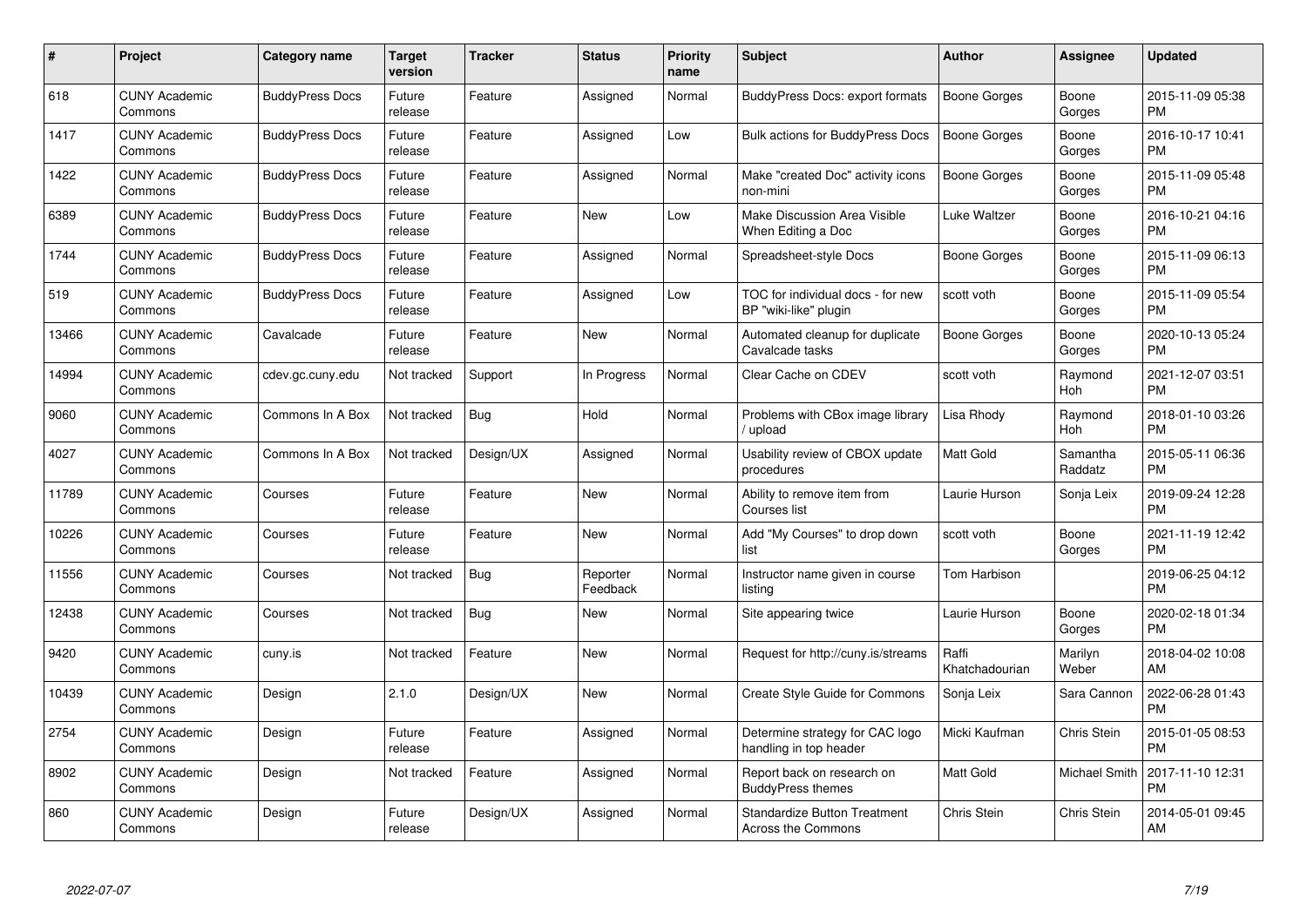| # | Project | Category name | Target version | Tracker | Status | Priority name | Subject | Author | Assignee | Updated |
|---|---|---|---|---|---|---|---|---|---|---|
| 618 | CUNY Academic Commons | BuddyPress Docs | Future release | Feature | Assigned | Normal | BuddyPress Docs: export formats | Boone Gorges | Boone Gorges | 2015-11-09 05:38 PM |
| 1417 | CUNY Academic Commons | BuddyPress Docs | Future release | Feature | Assigned | Low | Bulk actions for BuddyPress Docs | Boone Gorges | Boone Gorges | 2016-10-17 10:41 PM |
| 1422 | CUNY Academic Commons | BuddyPress Docs | Future release | Feature | Assigned | Normal | Make "created Doc" activity icons non-mini | Boone Gorges | Boone Gorges | 2015-11-09 05:48 PM |
| 6389 | CUNY Academic Commons | BuddyPress Docs | Future release | Feature | New | Low | Make Discussion Area Visible When Editing a Doc | Luke Waltzer | Boone Gorges | 2016-10-21 04:16 PM |
| 1744 | CUNY Academic Commons | BuddyPress Docs | Future release | Feature | Assigned | Normal | Spreadsheet-style Docs | Boone Gorges | Boone Gorges | 2015-11-09 06:13 PM |
| 519 | CUNY Academic Commons | BuddyPress Docs | Future release | Feature | Assigned | Low | TOC for individual docs - for new BP "wiki-like" plugin | scott voth | Boone Gorges | 2015-11-09 05:54 PM |
| 13466 | CUNY Academic Commons | Cavalcade | Future release | Feature | New | Normal | Automated cleanup for duplicate Cavalcade tasks | Boone Gorges | Boone Gorges | 2020-10-13 05:24 PM |
| 14994 | CUNY Academic Commons | cdev.gc.cuny.edu | Not tracked | Support | In Progress | Normal | Clear Cache on CDEV | scott voth | Raymond Hoh | 2021-12-07 03:51 PM |
| 9060 | CUNY Academic Commons | Commons In A Box | Not tracked | Bug | Hold | Normal | Problems with CBox image library / upload | Lisa Rhody | Raymond Hoh | 2018-01-10 03:26 PM |
| 4027 | CUNY Academic Commons | Commons In A Box | Not tracked | Design/UX | Assigned | Normal | Usability review of CBOX update procedures | Matt Gold | Samantha Raddatz | 2015-05-11 06:36 PM |
| 11789 | CUNY Academic Commons | Courses | Future release | Feature | New | Normal | Ability to remove item from Courses list | Laurie Hurson | Sonja Leix | 2019-09-24 12:28 PM |
| 10226 | CUNY Academic Commons | Courses | Future release | Feature | New | Normal | Add "My Courses" to drop down list | scott voth | Boone Gorges | 2021-11-19 12:42 PM |
| 11556 | CUNY Academic Commons | Courses | Not tracked | Bug | Reporter Feedback | Normal | Instructor name given in course listing | Tom Harbison | | 2019-06-25 04:12 PM |
| 12438 | CUNY Academic Commons | Courses | Not tracked | Bug | New | Normal | Site appearing twice | Laurie Hurson | Boone Gorges | 2020-02-18 01:34 PM |
| 9420 | CUNY Academic Commons | cuny.is | Not tracked | Feature | New | Normal | Request for http://cuny.is/streams | Raffi Khatchadourian | Marilyn Weber | 2018-04-02 10:08 AM |
| 10439 | CUNY Academic Commons | Design | 2.1.0 | Design/UX | New | Normal | Create Style Guide for Commons | Sonja Leix | Sara Cannon | 2022-06-28 01:43 PM |
| 2754 | CUNY Academic Commons | Design | Future release | Feature | Assigned | Normal | Determine strategy for CAC logo handling in top header | Micki Kaufman | Chris Stein | 2015-01-05 08:53 PM |
| 8902 | CUNY Academic Commons | Design | Not tracked | Feature | Assigned | Normal | Report back on research on BuddyPress themes | Matt Gold | Michael Smith | 2017-11-10 12:31 PM |
| 860 | CUNY Academic Commons | Design | Future release | Design/UX | Assigned | Normal | Standardize Button Treatment Across the Commons | Chris Stein | Chris Stein | 2014-05-01 09:45 AM |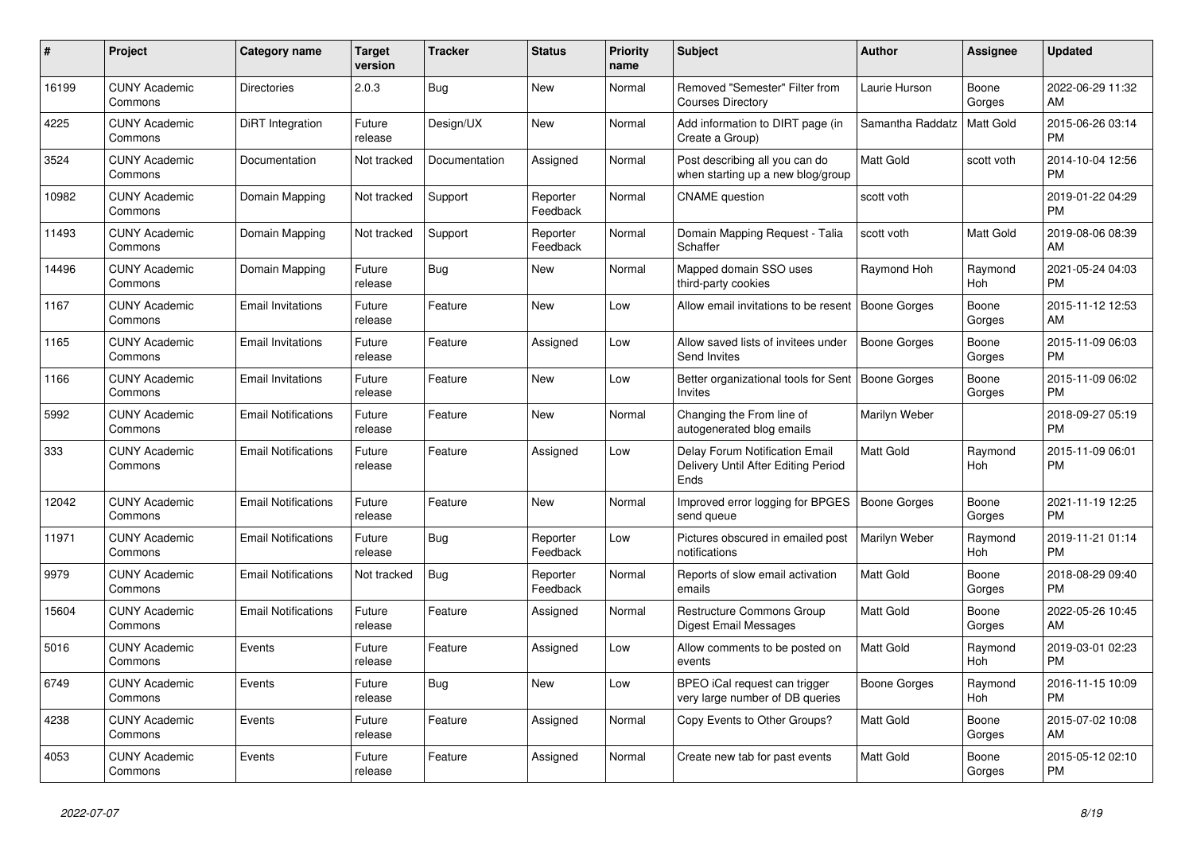| # | Project | Category name | Target version | Tracker | Status | Priority name | Subject | Author | Assignee | Updated |
|---|---|---|---|---|---|---|---|---|---|---|
| 16199 | CUNY Academic Commons | Directories | 2.0.3 | Bug | New | Normal | Removed "Semester" Filter from Courses Directory | Laurie Hurson | Boone Gorges | 2022-06-29 11:32 AM |
| 4225 | CUNY Academic Commons | DiRT Integration | Future release | Design/UX | New | Normal | Add information to DIRT page (in Create a Group) | Samantha Raddatz | Matt Gold | 2015-06-26 03:14 PM |
| 3524 | CUNY Academic Commons | Documentation | Not tracked | Documentation | Assigned | Normal | Post describing all you can do when starting up a new blog/group | Matt Gold | scott voth | 2014-10-04 12:56 PM |
| 10982 | CUNY Academic Commons | Domain Mapping | Not tracked | Support | Reporter Feedback | Normal | CNAME question | scott voth | | 2019-01-22 04:29 PM |
| 11493 | CUNY Academic Commons | Domain Mapping | Not tracked | Support | Reporter Feedback | Normal | Domain Mapping Request - Talia Schaffer | scott voth | Matt Gold | 2019-08-06 08:39 AM |
| 14496 | CUNY Academic Commons | Domain Mapping | Future release | Bug | New | Normal | Mapped domain SSO uses third-party cookies | Raymond Hoh | Raymond Hoh | 2021-05-24 04:03 PM |
| 1167 | CUNY Academic Commons | Email Invitations | Future release | Feature | New | Low | Allow email invitations to be resent | Boone Gorges | Boone Gorges | 2015-11-12 12:53 AM |
| 1165 | CUNY Academic Commons | Email Invitations | Future release | Feature | Assigned | Low | Allow saved lists of invitees under Send Invites | Boone Gorges | Boone Gorges | 2015-11-09 06:03 PM |
| 1166 | CUNY Academic Commons | Email Invitations | Future release | Feature | New | Low | Better organizational tools for Sent Invites | Boone Gorges | Boone Gorges | 2015-11-09 06:02 PM |
| 5992 | CUNY Academic Commons | Email Notifications | Future release | Feature | New | Normal | Changing the From line of autogenerated blog emails | Marilyn Weber | | 2018-09-27 05:19 PM |
| 333 | CUNY Academic Commons | Email Notifications | Future release | Feature | Assigned | Low | Delay Forum Notification Email Delivery Until After Editing Period Ends | Matt Gold | Raymond Hoh | 2015-11-09 06:01 PM |
| 12042 | CUNY Academic Commons | Email Notifications | Future release | Feature | New | Normal | Improved error logging for BPGES send queue | Boone Gorges | Boone Gorges | 2021-11-19 12:25 PM |
| 11971 | CUNY Academic Commons | Email Notifications | Future release | Bug | Reporter Feedback | Low | Pictures obscured in emailed post notifications | Marilyn Weber | Raymond Hoh | 2019-11-21 01:14 PM |
| 9979 | CUNY Academic Commons | Email Notifications | Not tracked | Bug | Reporter Feedback | Normal | Reports of slow email activation emails | Matt Gold | Boone Gorges | 2018-08-29 09:40 PM |
| 15604 | CUNY Academic Commons | Email Notifications | Future release | Feature | Assigned | Normal | Restructure Commons Group Digest Email Messages | Matt Gold | Boone Gorges | 2022-05-26 10:45 AM |
| 5016 | CUNY Academic Commons | Events | Future release | Feature | Assigned | Low | Allow comments to be posted on events | Matt Gold | Raymond Hoh | 2019-03-01 02:23 PM |
| 6749 | CUNY Academic Commons | Events | Future release | Bug | New | Low | BPEO iCal request can trigger very large number of DB queries | Boone Gorges | Raymond Hoh | 2016-11-15 10:09 PM |
| 4238 | CUNY Academic Commons | Events | Future release | Feature | Assigned | Normal | Copy Events to Other Groups? | Matt Gold | Boone Gorges | 2015-07-02 10:08 AM |
| 4053 | CUNY Academic Commons | Events | Future release | Feature | Assigned | Normal | Create new tab for past events | Matt Gold | Boone Gorges | 2015-05-12 02:10 PM |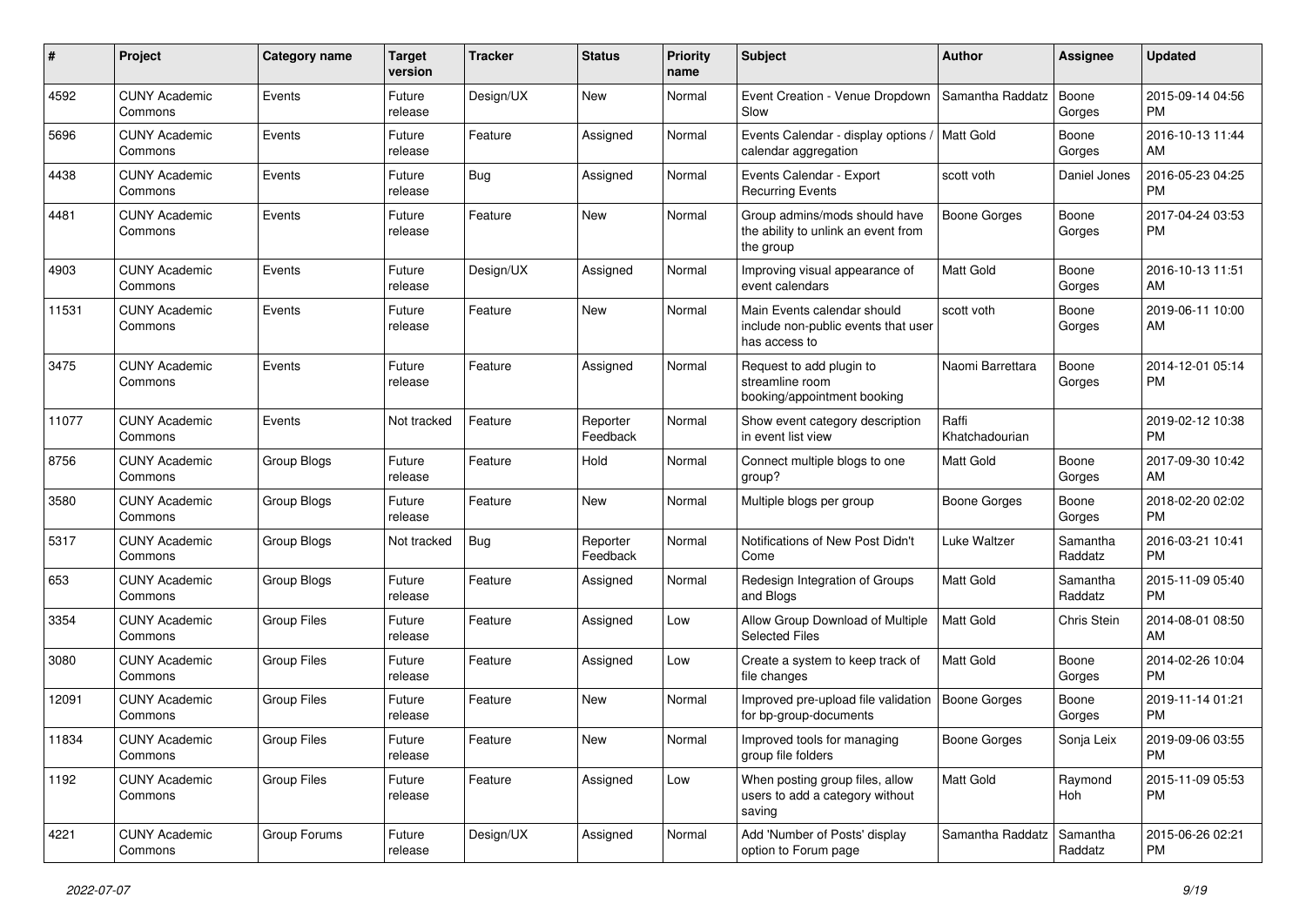| # | Project | Category name | Target version | Tracker | Status | Priority name | Subject | Author | Assignee | Updated |
|---|---|---|---|---|---|---|---|---|---|---|
| 4592 | CUNY Academic Commons | Events | Future release | Design/UX | New | Normal | Event Creation - Venue Dropdown Slow | Samantha Raddatz | Boone Gorges | 2015-09-14 04:56 PM |
| 5696 | CUNY Academic Commons | Events | Future release | Feature | Assigned | Normal | Events Calendar - display options / calendar aggregation | Matt Gold | Boone Gorges | 2016-10-13 11:44 AM |
| 4438 | CUNY Academic Commons | Events | Future release | Bug | Assigned | Normal | Events Calendar - Export Recurring Events | scott voth | Daniel Jones | 2016-05-23 04:25 PM |
| 4481 | CUNY Academic Commons | Events | Future release | Feature | New | Normal | Group admins/mods should have the ability to unlink an event from the group | Boone Gorges | Boone Gorges | 2017-04-24 03:53 PM |
| 4903 | CUNY Academic Commons | Events | Future release | Design/UX | Assigned | Normal | Improving visual appearance of event calendars | Matt Gold | Boone Gorges | 2016-10-13 11:51 AM |
| 11531 | CUNY Academic Commons | Events | Future release | Feature | New | Normal | Main Events calendar should include non-public events that user has access to | scott voth | Boone Gorges | 2019-06-11 10:00 AM |
| 3475 | CUNY Academic Commons | Events | Future release | Feature | Assigned | Normal | Request to add plugin to streamline room booking/appointment booking | Naomi Barrettara | Boone Gorges | 2014-12-01 05:14 PM |
| 11077 | CUNY Academic Commons | Events | Not tracked | Feature | Reporter Feedback | Normal | Show event category description in event list view | Raffi Khatchadourian | | 2019-02-12 10:38 PM |
| 8756 | CUNY Academic Commons | Group Blogs | Future release | Feature | Hold | Normal | Connect multiple blogs to one group? | Matt Gold | Boone Gorges | 2017-09-30 10:42 AM |
| 3580 | CUNY Academic Commons | Group Blogs | Future release | Feature | New | Normal | Multiple blogs per group | Boone Gorges | Boone Gorges | 2018-02-20 02:02 PM |
| 5317 | CUNY Academic Commons | Group Blogs | Not tracked | Bug | Reporter Feedback | Normal | Notifications of New Post Didn't Come | Luke Waltzer | Samantha Raddatz | 2016-03-21 10:41 PM |
| 653 | CUNY Academic Commons | Group Blogs | Future release | Feature | Assigned | Normal | Redesign Integration of Groups and Blogs | Matt Gold | Samantha Raddatz | 2015-11-09 05:40 PM |
| 3354 | CUNY Academic Commons | Group Files | Future release | Feature | Assigned | Low | Allow Group Download of Multiple Selected Files | Matt Gold | Chris Stein | 2014-08-01 08:50 AM |
| 3080 | CUNY Academic Commons | Group Files | Future release | Feature | Assigned | Low | Create a system to keep track of file changes | Matt Gold | Boone Gorges | 2014-02-26 10:04 PM |
| 12091 | CUNY Academic Commons | Group Files | Future release | Feature | New | Normal | Improved pre-upload file validation for bp-group-documents | Boone Gorges | Boone Gorges | 2019-11-14 01:21 PM |
| 11834 | CUNY Academic Commons | Group Files | Future release | Feature | New | Normal | Improved tools for managing group file folders | Boone Gorges | Sonja Leix | 2019-09-06 03:55 PM |
| 1192 | CUNY Academic Commons | Group Files | Future release | Feature | Assigned | Low | When posting group files, allow users to add a category without saving | Matt Gold | Raymond Hoh | 2015-11-09 05:53 PM |
| 4221 | CUNY Academic Commons | Group Forums | Future release | Design/UX | Assigned | Normal | Add 'Number of Posts' display option to Forum page | Samantha Raddatz | Samantha Raddatz | 2015-06-26 02:21 PM |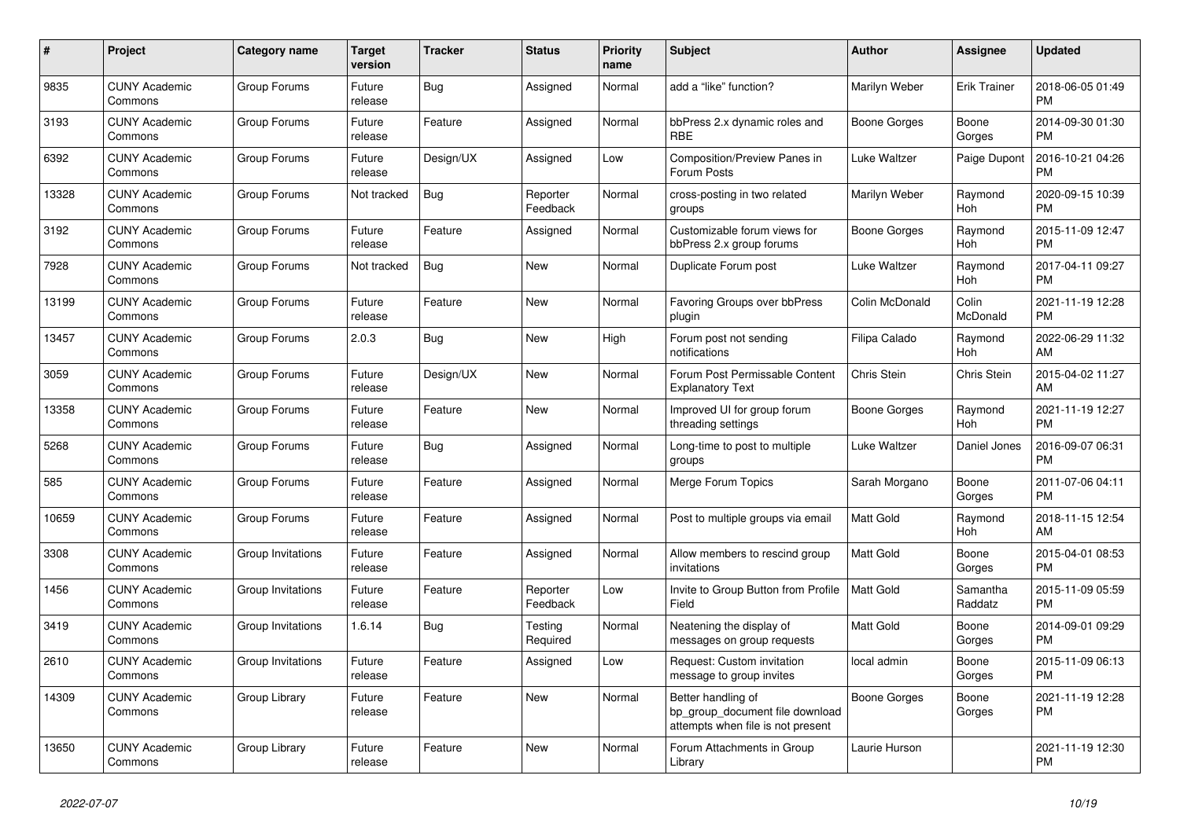| # | Project | Category name | Target version | Tracker | Status | Priority name | Subject | Author | Assignee | Updated |
|---|---|---|---|---|---|---|---|---|---|---|
| 9835 | CUNY Academic Commons | Group Forums | Future release | Bug | Assigned | Normal | add a "like" function? | Marilyn Weber | Erik Trainer | 2018-06-05 01:49 PM |
| 3193 | CUNY Academic Commons | Group Forums | Future release | Feature | Assigned | Normal | bbPress 2.x dynamic roles and RBE | Boone Gorges | Boone Gorges | 2014-09-30 01:30 PM |
| 6392 | CUNY Academic Commons | Group Forums | Future release | Design/UX | Assigned | Low | Composition/Preview Panes in Forum Posts | Luke Waltzer | Paige Dupont | 2016-10-21 04:26 PM |
| 13328 | CUNY Academic Commons | Group Forums | Not tracked | Bug | Reporter Feedback | Normal | cross-posting in two related groups | Marilyn Weber | Raymond Hoh | 2020-09-15 10:39 PM |
| 3192 | CUNY Academic Commons | Group Forums | Future release | Feature | Assigned | Normal | Customizable forum views for bbPress 2.x group forums | Boone Gorges | Raymond Hoh | 2015-11-09 12:47 PM |
| 7928 | CUNY Academic Commons | Group Forums | Not tracked | Bug | New | Normal | Duplicate Forum post | Luke Waltzer | Raymond Hoh | 2017-04-11 09:27 PM |
| 13199 | CUNY Academic Commons | Group Forums | Future release | Feature | New | Normal | Favoring Groups over bbPress plugin | Colin McDonald | Colin McDonald | 2021-11-19 12:28 PM |
| 13457 | CUNY Academic Commons | Group Forums | 2.0.3 | Bug | New | High | Forum post not sending notifications | Filipa Calado | Raymond Hoh | 2022-06-29 11:32 AM |
| 3059 | CUNY Academic Commons | Group Forums | Future release | Design/UX | New | Normal | Forum Post Permissable Content Explanatory Text | Chris Stein | Chris Stein | 2015-04-02 11:27 AM |
| 13358 | CUNY Academic Commons | Group Forums | Future release | Feature | New | Normal | Improved UI for group forum threading settings | Boone Gorges | Raymond Hoh | 2021-11-19 12:27 PM |
| 5268 | CUNY Academic Commons | Group Forums | Future release | Bug | Assigned | Normal | Long-time to post to multiple groups | Luke Waltzer | Daniel Jones | 2016-09-07 06:31 PM |
| 585 | CUNY Academic Commons | Group Forums | Future release | Feature | Assigned | Normal | Merge Forum Topics | Sarah Morgano | Boone Gorges | 2011-07-06 04:11 PM |
| 10659 | CUNY Academic Commons | Group Forums | Future release | Feature | Assigned | Normal | Post to multiple groups via email | Matt Gold | Raymond Hoh | 2018-11-15 12:54 AM |
| 3308 | CUNY Academic Commons | Group Invitations | Future release | Feature | Assigned | Normal | Allow members to rescind group invitations | Matt Gold | Boone Gorges | 2015-04-01 08:53 PM |
| 1456 | CUNY Academic Commons | Group Invitations | Future release | Feature | Reporter Feedback | Low | Invite to Group Button from Profile Field | Matt Gold | Samantha Raddatz | 2015-11-09 05:59 PM |
| 3419 | CUNY Academic Commons | Group Invitations | 1.6.14 | Bug | Testing Required | Normal | Neatening the display of messages on group requests | Matt Gold | Boone Gorges | 2014-09-01 09:29 PM |
| 2610 | CUNY Academic Commons | Group Invitations | Future release | Feature | Assigned | Low | Request: Custom invitation message to group invites | local admin | Boone Gorges | 2015-11-09 06:13 PM |
| 14309 | CUNY Academic Commons | Group Library | Future release | Feature | New | Normal | Better handling of bp_group_document file download attempts when file is not present | Boone Gorges | Boone Gorges | 2021-11-19 12:28 PM |
| 13650 | CUNY Academic Commons | Group Library | Future release | Feature | New | Normal | Forum Attachments in Group Library | Laurie Hurson | | 2021-11-19 12:30 PM |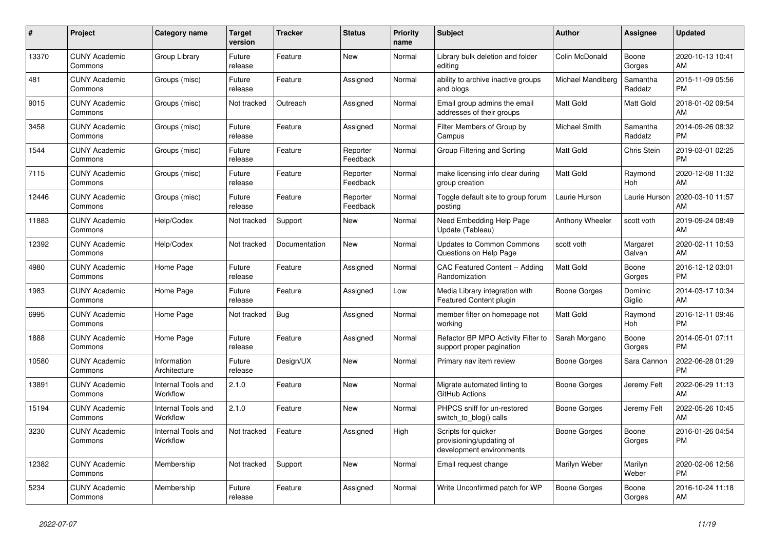| # | Project | Category name | Target version | Tracker | Status | Priority name | Subject | Author | Assignee | Updated |
|---|---|---|---|---|---|---|---|---|---|---|
| 13370 | CUNY Academic Commons | Group Library | Future release | Feature | New | Normal | Library bulk deletion and folder editing | Colin McDonald | Boone Gorges | 2020-10-13 10:41 AM |
| 481 | CUNY Academic Commons | Groups (misc) | Future release | Feature | Assigned | Normal | ability to archive inactive groups and blogs | Michael Mandiberg | Samantha Raddatz | 2015-11-09 05:56 PM |
| 9015 | CUNY Academic Commons | Groups (misc) | Not tracked | Outreach | Assigned | Normal | Email group admins the email addresses of their groups | Matt Gold | Matt Gold | 2018-01-02 09:54 AM |
| 3458 | CUNY Academic Commons | Groups (misc) | Future release | Feature | Assigned | Normal | Filter Members of Group by Campus | Michael Smith | Samantha Raddatz | 2014-09-26 08:32 PM |
| 1544 | CUNY Academic Commons | Groups (misc) | Future release | Feature | Reporter Feedback | Normal | Group Filtering and Sorting | Matt Gold | Chris Stein | 2019-03-01 02:25 PM |
| 7115 | CUNY Academic Commons | Groups (misc) | Future release | Feature | Reporter Feedback | Normal | make licensing info clear during group creation | Matt Gold | Raymond Hoh | 2020-12-08 11:32 AM |
| 12446 | CUNY Academic Commons | Groups (misc) | Future release | Feature | Reporter Feedback | Normal | Toggle default site to group forum posting | Laurie Hurson | Laurie Hurson | 2020-03-10 11:57 AM |
| 11883 | CUNY Academic Commons | Help/Codex | Not tracked | Support | New | Normal | Need Embedding Help Page Update (Tableau) | Anthony Wheeler | scott voth | 2019-09-24 08:49 AM |
| 12392 | CUNY Academic Commons | Help/Codex | Not tracked | Documentation | New | Normal | Updates to Common Commons Questions on Help Page | scott voth | Margaret Galvan | 2020-02-11 10:53 AM |
| 4980 | CUNY Academic Commons | Home Page | Future release | Feature | Assigned | Normal | CAC Featured Content -- Adding Randomization | Matt Gold | Boone Gorges | 2016-12-12 03:01 PM |
| 1983 | CUNY Academic Commons | Home Page | Future release | Feature | Assigned | Low | Media Library integration with Featured Content plugin | Boone Gorges | Dominic Giglio | 2014-03-17 10:34 AM |
| 6995 | CUNY Academic Commons | Home Page | Not tracked | Bug | Assigned | Normal | member filter on homepage not working | Matt Gold | Raymond Hoh | 2016-12-11 09:46 PM |
| 1888 | CUNY Academic Commons | Home Page | Future release | Feature | Assigned | Normal | Refactor BP MPO Activity Filter to support proper pagination | Sarah Morgano | Boone Gorges | 2014-05-01 07:11 PM |
| 10580 | CUNY Academic Commons | Information Architecture | Future release | Design/UX | New | Normal | Primary nav item review | Boone Gorges | Sara Cannon | 2022-06-28 01:29 PM |
| 13891 | CUNY Academic Commons | Internal Tools and Workflow | 2.1.0 | Feature | New | Normal | Migrate automated linting to GitHub Actions | Boone Gorges | Jeremy Felt | 2022-06-29 11:13 AM |
| 15194 | CUNY Academic Commons | Internal Tools and Workflow | 2.1.0 | Feature | New | Normal | PHPCS sniff for un-restored switch_to_blog() calls | Boone Gorges | Jeremy Felt | 2022-05-26 10:45 AM |
| 3230 | CUNY Academic Commons | Internal Tools and Workflow | Not tracked | Feature | Assigned | High | Scripts for quicker provisioning/updating of development environments | Boone Gorges | Boone Gorges | 2016-01-26 04:54 PM |
| 12382 | CUNY Academic Commons | Membership | Not tracked | Support | New | Normal | Email request change | Marilyn Weber | Marilyn Weber | 2020-02-06 12:56 PM |
| 5234 | CUNY Academic Commons | Membership | Future release | Feature | Assigned | Normal | Write Unconfirmed patch for WP | Boone Gorges | Boone Gorges | 2016-10-24 11:18 AM |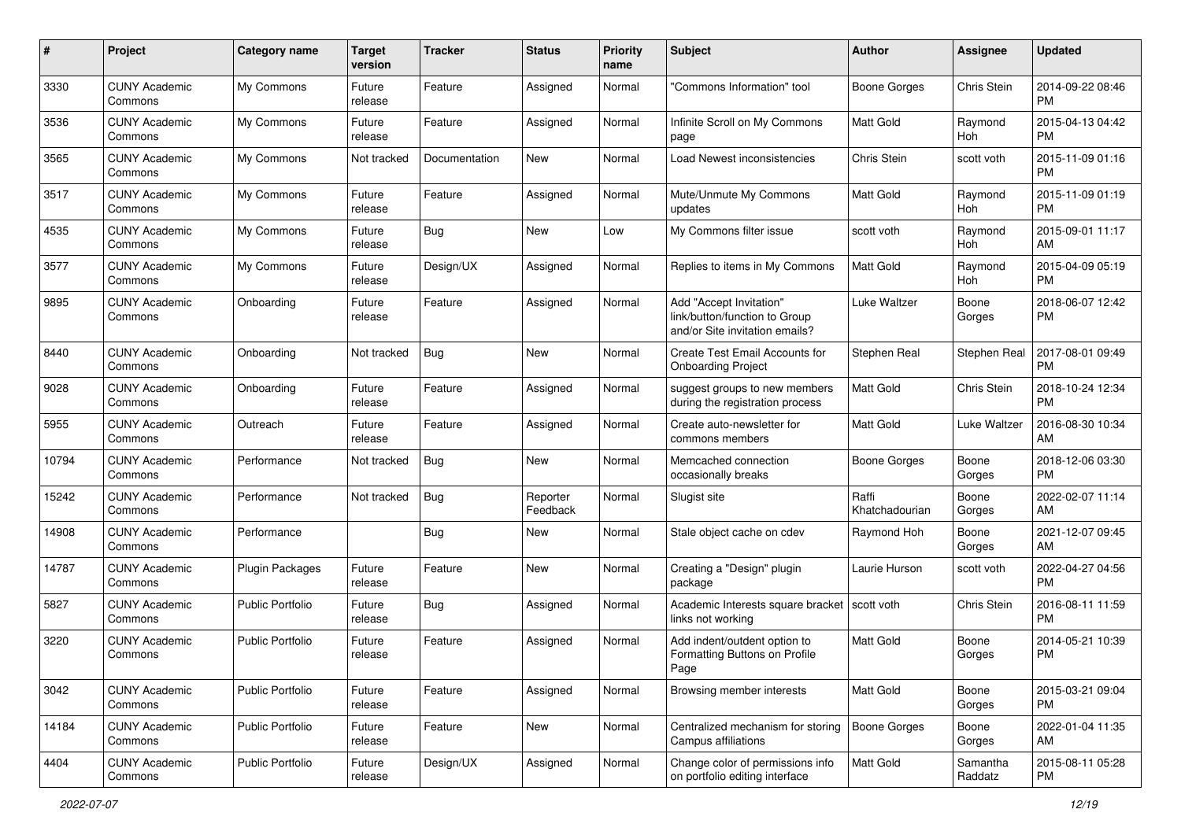| # | Project | Category name | Target version | Tracker | Status | Priority name | Subject | Author | Assignee | Updated |
|---|---|---|---|---|---|---|---|---|---|---|
| 3330 | CUNY Academic Commons | My Commons | Future release | Feature | Assigned | Normal | "Commons Information" tool | Boone Gorges | Chris Stein | 2014-09-22 08:46 PM |
| 3536 | CUNY Academic Commons | My Commons | Future release | Feature | Assigned | Normal | Infinite Scroll on My Commons page | Matt Gold | Raymond Hoh | 2015-04-13 04:42 PM |
| 3565 | CUNY Academic Commons | My Commons | Not tracked | Documentation | New | Normal | Load Newest inconsistencies | Chris Stein | scott voth | 2015-11-09 01:16 PM |
| 3517 | CUNY Academic Commons | My Commons | Future release | Feature | Assigned | Normal | Mute/Unmute My Commons updates | Matt Gold | Raymond Hoh | 2015-11-09 01:19 PM |
| 4535 | CUNY Academic Commons | My Commons | Future release | Bug | New | Low | My Commons filter issue | scott voth | Raymond Hoh | 2015-09-01 11:17 AM |
| 3577 | CUNY Academic Commons | My Commons | Future release | Design/UX | Assigned | Normal | Replies to items in My Commons | Matt Gold | Raymond Hoh | 2015-04-09 05:19 PM |
| 9895 | CUNY Academic Commons | Onboarding | Future release | Feature | Assigned | Normal | Add "Accept Invitation" link/button/function to Group and/or Site invitation emails? | Luke Waltzer | Boone Gorges | 2018-06-07 12:42 PM |
| 8440 | CUNY Academic Commons | Onboarding | Not tracked | Bug | New | Normal | Create Test Email Accounts for Onboarding Project | Stephen Real | Stephen Real | 2017-08-01 09:49 PM |
| 9028 | CUNY Academic Commons | Onboarding | Future release | Feature | Assigned | Normal | suggest groups to new members during the registration process | Matt Gold | Chris Stein | 2018-10-24 12:34 PM |
| 5955 | CUNY Academic Commons | Outreach | Future release | Feature | Assigned | Normal | Create auto-newsletter for commons members | Matt Gold | Luke Waltzer | 2016-08-30 10:34 AM |
| 10794 | CUNY Academic Commons | Performance | Not tracked | Bug | New | Normal | Memcached connection occasionally breaks | Boone Gorges | Boone Gorges | 2018-12-06 03:30 PM |
| 15242 | CUNY Academic Commons | Performance | Not tracked | Bug | Reporter Feedback | Normal | Slugist site | Raffi Khatchadourian | Boone Gorges | 2022-02-07 11:14 AM |
| 14908 | CUNY Academic Commons | Performance | | Bug | New | Normal | Stale object cache on cdev | Raymond Hoh | Boone Gorges | 2021-12-07 09:45 AM |
| 14787 | CUNY Academic Commons | Plugin Packages | Future release | Feature | New | Normal | Creating a "Design" plugin package | Laurie Hurson | scott voth | 2022-04-27 04:56 PM |
| 5827 | CUNY Academic Commons | Public Portfolio | Future release | Bug | Assigned | Normal | Academic Interests square bracket links not working | scott voth | Chris Stein | 2016-08-11 11:59 PM |
| 3220 | CUNY Academic Commons | Public Portfolio | Future release | Feature | Assigned | Normal | Add indent/outdent option to Formatting Buttons on Profile Page | Matt Gold | Boone Gorges | 2014-05-21 10:39 PM |
| 3042 | CUNY Academic Commons | Public Portfolio | Future release | Feature | Assigned | Normal | Browsing member interests | Matt Gold | Boone Gorges | 2015-03-21 09:04 PM |
| 14184 | CUNY Academic Commons | Public Portfolio | Future release | Feature | New | Normal | Centralized mechanism for storing Campus affiliations | Boone Gorges | Boone Gorges | 2022-01-04 11:35 AM |
| 4404 | CUNY Academic Commons | Public Portfolio | Future release | Design/UX | Assigned | Normal | Change color of permissions info on portfolio editing interface | Matt Gold | Samantha Raddatz | 2015-08-11 05:28 PM |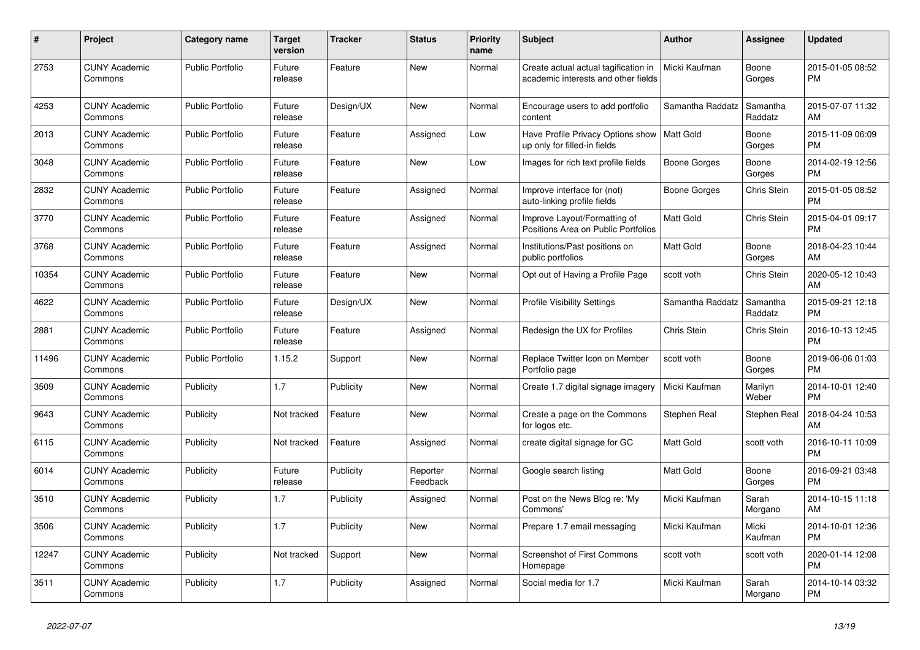| # | Project | Category name | Target version | Tracker | Status | Priority name | Subject | Author | Assignee | Updated |
|---|---|---|---|---|---|---|---|---|---|---|
| 2753 | CUNY Academic Commons | Public Portfolio | Future release | Feature | New | Normal | Create actual actual tagification in academic interests and other fields | Micki Kaufman | Boone Gorges | 2015-01-05 08:52 PM |
| 4253 | CUNY Academic Commons | Public Portfolio | Future release | Design/UX | New | Normal | Encourage users to add portfolio content | Samantha Raddatz | Samantha Raddatz | 2015-07-07 11:32 AM |
| 2013 | CUNY Academic Commons | Public Portfolio | Future release | Feature | Assigned | Low | Have Profile Privacy Options show up only for filled-in fields | Matt Gold | Boone Gorges | 2015-11-09 06:09 PM |
| 3048 | CUNY Academic Commons | Public Portfolio | Future release | Feature | New | Low | Images for rich text profile fields | Boone Gorges | Boone Gorges | 2014-02-19 12:56 PM |
| 2832 | CUNY Academic Commons | Public Portfolio | Future release | Feature | Assigned | Normal | Improve interface for (not) auto-linking profile fields | Boone Gorges | Chris Stein | 2015-01-05 08:52 PM |
| 3770 | CUNY Academic Commons | Public Portfolio | Future release | Feature | Assigned | Normal | Improve Layout/Formatting of Positions Area on Public Portfolios | Matt Gold | Chris Stein | 2015-04-01 09:17 PM |
| 3768 | CUNY Academic Commons | Public Portfolio | Future release | Feature | Assigned | Normal | Institutions/Past positions on public portfolios | Matt Gold | Boone Gorges | 2018-04-23 10:44 AM |
| 10354 | CUNY Academic Commons | Public Portfolio | Future release | Feature | New | Normal | Opt out of Having a Profile Page | scott voth | Chris Stein | 2020-05-12 10:43 AM |
| 4622 | CUNY Academic Commons | Public Portfolio | Future release | Design/UX | New | Normal | Profile Visibility Settings | Samantha Raddatz | Samantha Raddatz | 2015-09-21 12:18 PM |
| 2881 | CUNY Academic Commons | Public Portfolio | Future release | Feature | Assigned | Normal | Redesign the UX for Profiles | Chris Stein | Chris Stein | 2016-10-13 12:45 PM |
| 11496 | CUNY Academic Commons | Public Portfolio | 1.15.2 | Support | New | Normal | Replace Twitter Icon on Member Portfolio page | scott voth | Boone Gorges | 2019-06-06 01:03 PM |
| 3509 | CUNY Academic Commons | Publicity | 1.7 | Publicity | New | Normal | Create 1.7 digital signage imagery | Micki Kaufman | Marilyn Weber | 2014-10-01 12:40 PM |
| 9643 | CUNY Academic Commons | Publicity | Not tracked | Feature | New | Normal | Create a page on the Commons for logos etc. | Stephen Real | Stephen Real | 2018-04-24 10:53 AM |
| 6115 | CUNY Academic Commons | Publicity | Not tracked | Feature | Assigned | Normal | create digital signage for GC | Matt Gold | scott voth | 2016-10-11 10:09 PM |
| 6014 | CUNY Academic Commons | Publicity | Future release | Publicity | Reporter Feedback | Normal | Google search listing | Matt Gold | Boone Gorges | 2016-09-21 03:48 PM |
| 3510 | CUNY Academic Commons | Publicity | 1.7 | Publicity | Assigned | Normal | Post on the News Blog re: 'My Commons' | Micki Kaufman | Sarah Morgano | 2014-10-15 11:18 AM |
| 3506 | CUNY Academic Commons | Publicity | 1.7 | Publicity | New | Normal | Prepare 1.7 email messaging | Micki Kaufman | Micki Kaufman | 2014-10-01 12:36 PM |
| 12247 | CUNY Academic Commons | Publicity | Not tracked | Support | New | Normal | Screenshot of First Commons Homepage | scott voth | scott voth | 2020-01-14 12:08 PM |
| 3511 | CUNY Academic Commons | Publicity | 1.7 | Publicity | Assigned | Normal | Social media for 1.7 | Micki Kaufman | Sarah Morgano | 2014-10-14 03:32 PM |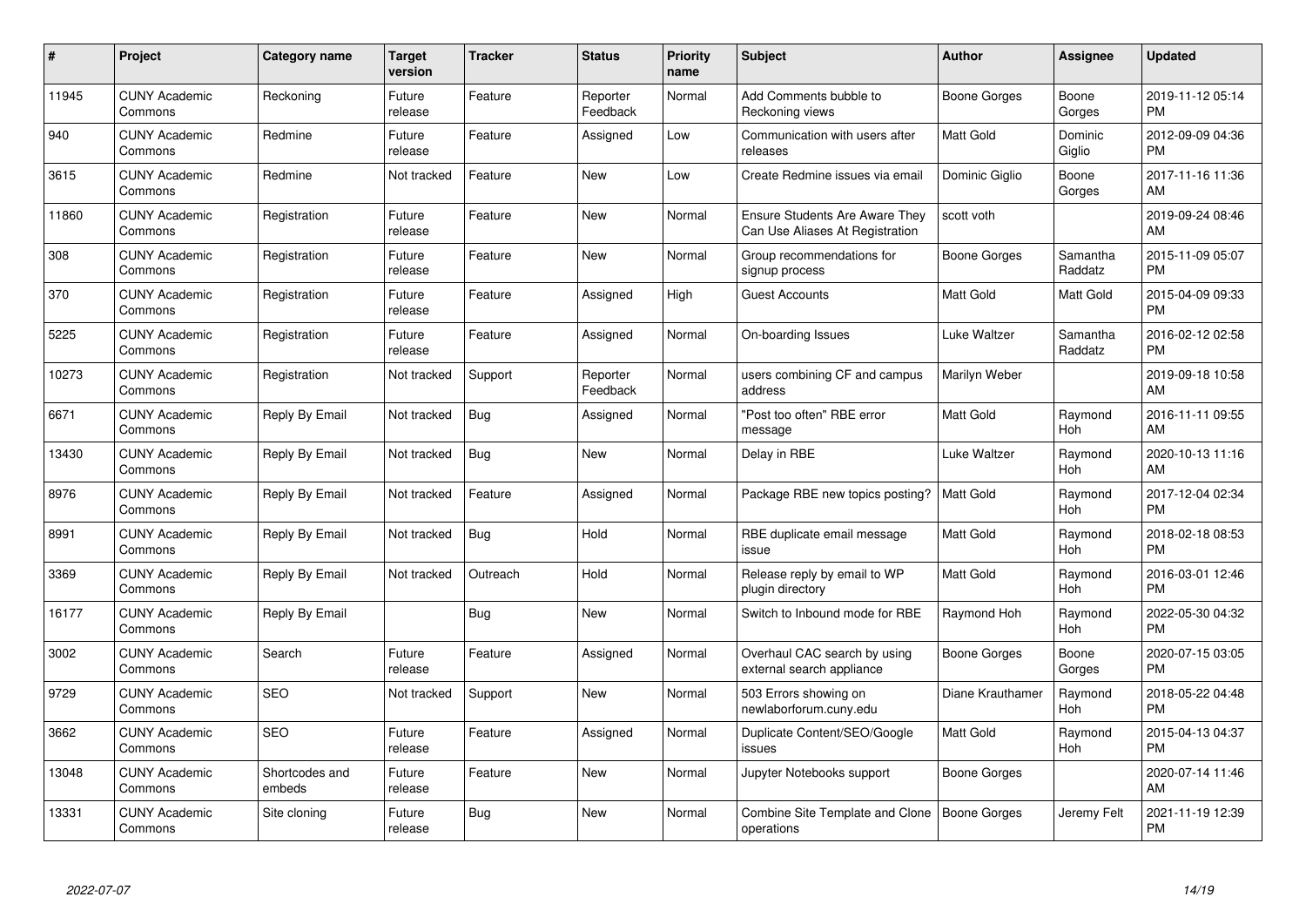| # | Project | Category name | Target version | Tracker | Status | Priority name | Subject | Author | Assignee | Updated |
|---|---|---|---|---|---|---|---|---|---|---|
| 11945 | CUNY Academic Commons | Reckoning | Future release | Feature | Reporter Feedback | Normal | Add Comments bubble to Reckoning views | Boone Gorges | Boone Gorges | 2019-11-12 05:14 PM |
| 940 | CUNY Academic Commons | Redmine | Future release | Feature | Assigned | Low | Communication with users after releases | Matt Gold | Dominic Giglio | 2012-09-09 04:36 PM |
| 3615 | CUNY Academic Commons | Redmine | Not tracked | Feature | New | Low | Create Redmine issues via email | Dominic Giglio | Boone Gorges | 2017-11-16 11:36 AM |
| 11860 | CUNY Academic Commons | Registration | Future release | Feature | New | Normal | Ensure Students Are Aware They Can Use Aliases At Registration | scott voth | | 2019-09-24 08:46 AM |
| 308 | CUNY Academic Commons | Registration | Future release | Feature | New | Normal | Group recommendations for signup process | Boone Gorges | Samantha Raddatz | 2015-11-09 05:07 PM |
| 370 | CUNY Academic Commons | Registration | Future release | Feature | Assigned | High | Guest Accounts | Matt Gold | Matt Gold | 2015-04-09 09:33 PM |
| 5225 | CUNY Academic Commons | Registration | Future release | Feature | Assigned | Normal | On-boarding Issues | Luke Waltzer | Samantha Raddatz | 2016-02-12 02:58 PM |
| 10273 | CUNY Academic Commons | Registration | Not tracked | Support | Reporter Feedback | Normal | users combining CF and campus address | Marilyn Weber | | 2019-09-18 10:58 AM |
| 6671 | CUNY Academic Commons | Reply By Email | Not tracked | Bug | Assigned | Normal | "Post too often" RBE error message | Matt Gold | Raymond Hoh | 2016-11-11 09:55 AM |
| 13430 | CUNY Academic Commons | Reply By Email | Not tracked | Bug | New | Normal | Delay in RBE | Luke Waltzer | Raymond Hoh | 2020-10-13 11:16 AM |
| 8976 | CUNY Academic Commons | Reply By Email | Not tracked | Feature | Assigned | Normal | Package RBE new topics posting? | Matt Gold | Raymond Hoh | 2017-12-04 02:34 PM |
| 8991 | CUNY Academic Commons | Reply By Email | Not tracked | Bug | Hold | Normal | RBE duplicate email message issue | Matt Gold | Raymond Hoh | 2018-02-18 08:53 PM |
| 3369 | CUNY Academic Commons | Reply By Email | Not tracked | Outreach | Hold | Normal | Release reply by email to WP plugin directory | Matt Gold | Raymond Hoh | 2016-03-01 12:46 PM |
| 16177 | CUNY Academic Commons | Reply By Email | | Bug | New | Normal | Switch to Inbound mode for RBE | Raymond Hoh | Raymond Hoh | 2022-05-30 04:32 PM |
| 3002 | CUNY Academic Commons | Search | Future release | Feature | Assigned | Normal | Overhaul CAC search by using external search appliance | Boone Gorges | Boone Gorges | 2020-07-15 03:05 PM |
| 9729 | CUNY Academic Commons | SEO | Not tracked | Support | New | Normal | 503 Errors showing on newlaborforum.cuny.edu | Diane Krauthamer | Raymond Hoh | 2018-05-22 04:48 PM |
| 3662 | CUNY Academic Commons | SEO | Future release | Feature | Assigned | Normal | Duplicate Content/SEO/Google issues | Matt Gold | Raymond Hoh | 2015-04-13 04:37 PM |
| 13048 | CUNY Academic Commons | Shortcodes and embeds | Future release | Feature | New | Normal | Jupyter Notebooks support | Boone Gorges | | 2020-07-14 11:46 AM |
| 13331 | CUNY Academic Commons | Site cloning | Future release | Bug | New | Normal | Combine Site Template and Clone operations | Boone Gorges | Jeremy Felt | 2021-11-19 12:39 PM |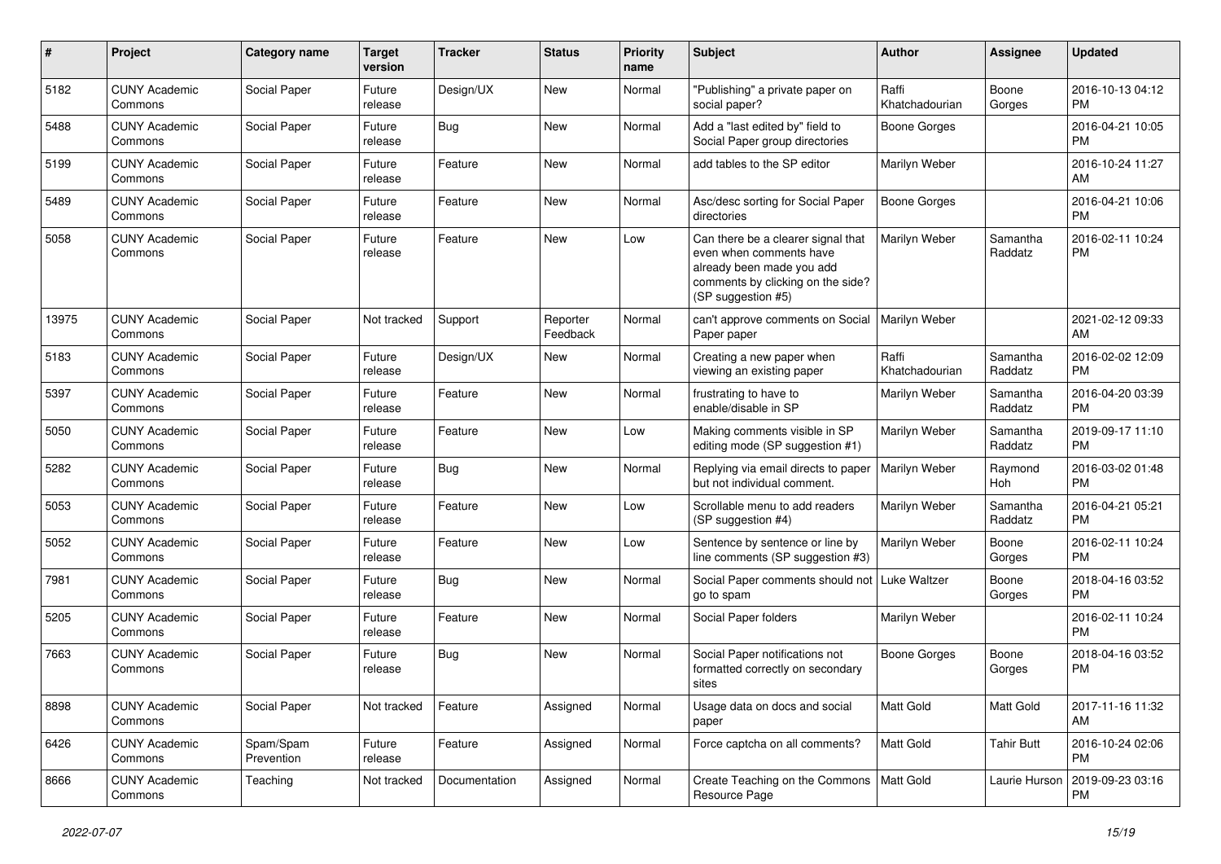| # | Project | Category name | Target version | Tracker | Status | Priority name | Subject | Author | Assignee | Updated |
|---|---|---|---|---|---|---|---|---|---|---|
| 5182 | CUNY Academic Commons | Social Paper | Future release | Design/UX | New | Normal | "Publishing" a private paper on social paper? | Raffi Khatchadourian | Boone Gorges | 2016-10-13 04:12 PM |
| 5488 | CUNY Academic Commons | Social Paper | Future release | Bug | New | Normal | Add a "last edited by" field to Social Paper group directories | Boone Gorges | | 2016-04-21 10:05 PM |
| 5199 | CUNY Academic Commons | Social Paper | Future release | Feature | New | Normal | add tables to the SP editor | Marilyn Weber | | 2016-10-24 11:27 AM |
| 5489 | CUNY Academic Commons | Social Paper | Future release | Feature | New | Normal | Asc/desc sorting for Social Paper directories | Boone Gorges | | 2016-04-21 10:06 PM |
| 5058 | CUNY Academic Commons | Social Paper | Future release | Feature | New | Low | Can there be a clearer signal that even when comments have already been made you add comments by clicking on the side? (SP suggestion #5) | Marilyn Weber | Samantha Raddatz | 2016-02-11 10:24 PM |
| 13975 | CUNY Academic Commons | Social Paper | Not tracked | Support | Reporter Feedback | Normal | can't approve comments on Social Paper paper | Marilyn Weber | | 2021-02-12 09:33 AM |
| 5183 | CUNY Academic Commons | Social Paper | Future release | Design/UX | New | Normal | Creating a new paper when viewing an existing paper | Raffi Khatchadourian | Samantha Raddatz | 2016-02-02 12:09 PM |
| 5397 | CUNY Academic Commons | Social Paper | Future release | Feature | New | Normal | frustrating to have to enable/disable in SP | Marilyn Weber | Samantha Raddatz | 2016-04-20 03:39 PM |
| 5050 | CUNY Academic Commons | Social Paper | Future release | Feature | New | Low | Making comments visible in SP editing mode (SP suggestion #1) | Marilyn Weber | Samantha Raddatz | 2019-09-17 11:10 PM |
| 5282 | CUNY Academic Commons | Social Paper | Future release | Bug | New | Normal | Replying via email directs to paper but not individual comment. | Marilyn Weber | Raymond Hoh | 2016-03-02 01:48 PM |
| 5053 | CUNY Academic Commons | Social Paper | Future release | Feature | New | Low | Scrollable menu to add readers (SP suggestion #4) | Marilyn Weber | Samantha Raddatz | 2016-04-21 05:21 PM |
| 5052 | CUNY Academic Commons | Social Paper | Future release | Feature | New | Low | Sentence by sentence or line by line comments (SP suggestion #3) | Marilyn Weber | Boone Gorges | 2016-02-11 10:24 PM |
| 7981 | CUNY Academic Commons | Social Paper | Future release | Bug | New | Normal | Social Paper comments should not go to spam | Luke Waltzer | Boone Gorges | 2018-04-16 03:52 PM |
| 5205 | CUNY Academic Commons | Social Paper | Future release | Feature | New | Normal | Social Paper folders | Marilyn Weber | | 2016-02-11 10:24 PM |
| 7663 | CUNY Academic Commons | Social Paper | Future release | Bug | New | Normal | Social Paper notifications not formatted correctly on secondary sites | Boone Gorges | Boone Gorges | 2018-04-16 03:52 PM |
| 8898 | CUNY Academic Commons | Social Paper | Not tracked | Feature | Assigned | Normal | Usage data on docs and social paper | Matt Gold | Matt Gold | 2017-11-16 11:32 AM |
| 6426 | CUNY Academic Commons | Spam/Spam Prevention | Future release | Feature | Assigned | Normal | Force captcha on all comments? | Matt Gold | Tahir Butt | 2016-10-24 02:06 PM |
| 8666 | CUNY Academic Commons | Teaching | Not tracked | Documentation | Assigned | Normal | Create Teaching on the Commons Resource Page | Matt Gold | Laurie Hurson | 2019-09-23 03:16 PM |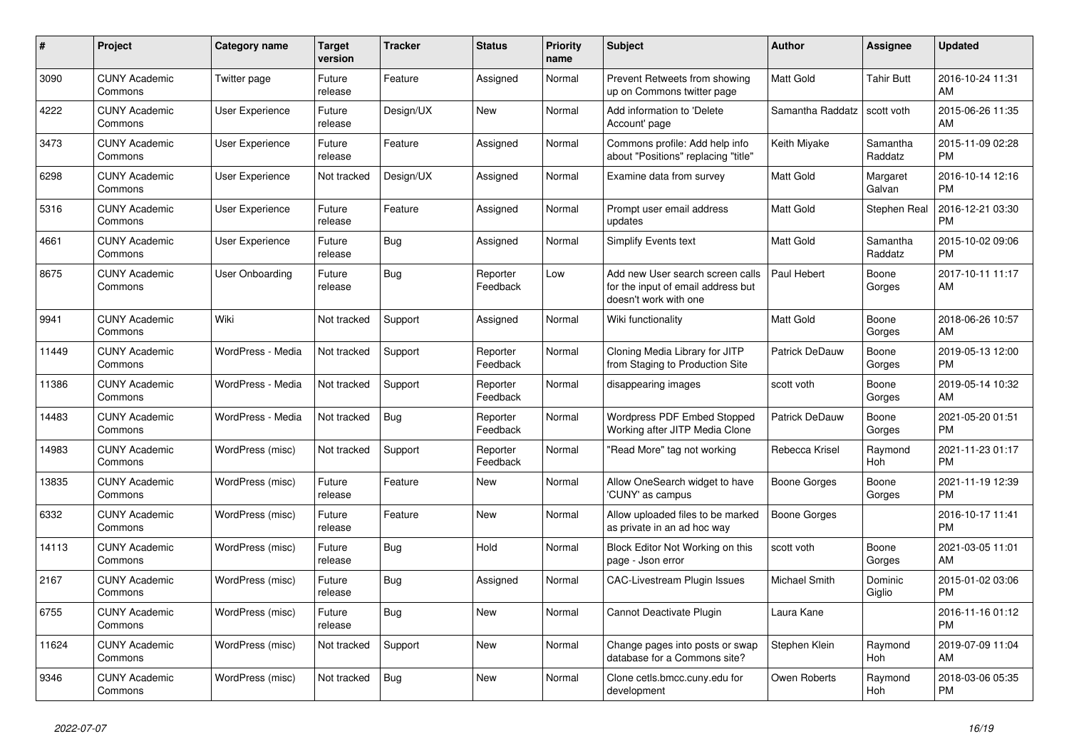| # | Project | Category name | Target version | Tracker | Status | Priority name | Subject | Author | Assignee | Updated |
|---|---|---|---|---|---|---|---|---|---|---|
| 3090 | CUNY Academic Commons | Twitter page | Future release | Feature | Assigned | Normal | Prevent Retweets from showing up on Commons twitter page | Matt Gold | Tahir Butt | 2016-10-24 11:31 AM |
| 4222 | CUNY Academic Commons | User Experience | Future release | Design/UX | New | Normal | Add information to 'Delete Account' page | Samantha Raddatz | scott voth | 2015-06-26 11:35 AM |
| 3473 | CUNY Academic Commons | User Experience | Future release | Feature | Assigned | Normal | Commons profile: Add help info about "Positions" replacing "title" | Keith Miyake | Samantha Raddatz | 2015-11-09 02:28 PM |
| 6298 | CUNY Academic Commons | User Experience | Not tracked | Design/UX | Assigned | Normal | Examine data from survey | Matt Gold | Margaret Galvan | 2016-10-14 12:16 PM |
| 5316 | CUNY Academic Commons | User Experience | Future release | Feature | Assigned | Normal | Prompt user email address updates | Matt Gold | Stephen Real | 2016-12-21 03:30 PM |
| 4661 | CUNY Academic Commons | User Experience | Future release | Bug | Assigned | Normal | Simplify Events text | Matt Gold | Samantha Raddatz | 2015-10-02 09:06 PM |
| 8675 | CUNY Academic Commons | User Onboarding | Future release | Bug | Reporter Feedback | Low | Add new User search screen calls for the input of email address but doesn't work with one | Paul Hebert | Boone Gorges | 2017-10-11 11:17 AM |
| 9941 | CUNY Academic Commons | Wiki | Not tracked | Support | Assigned | Normal | Wiki functionality | Matt Gold | Boone Gorges | 2018-06-26 10:57 AM |
| 11449 | CUNY Academic Commons | WordPress - Media | Not tracked | Support | Reporter Feedback | Normal | Cloning Media Library for JITP from Staging to Production Site | Patrick DeDauw | Boone Gorges | 2019-05-13 12:00 PM |
| 11386 | CUNY Academic Commons | WordPress - Media | Not tracked | Support | Reporter Feedback | Normal | disappearing images | scott voth | Boone Gorges | 2019-05-14 10:32 AM |
| 14483 | CUNY Academic Commons | WordPress - Media | Not tracked | Bug | Reporter Feedback | Normal | Wordpress PDF Embed Stopped Working after JITP Media Clone | Patrick DeDauw | Boone Gorges | 2021-05-20 01:51 PM |
| 14983 | CUNY Academic Commons | WordPress (misc) | Not tracked | Support | Reporter Feedback | Normal | "Read More" tag not working | Rebecca Krisel | Raymond Hoh | 2021-11-23 01:17 PM |
| 13835 | CUNY Academic Commons | WordPress (misc) | Future release | Feature | New | Normal | Allow OneSearch widget to have 'CUNY' as campus | Boone Gorges | Boone Gorges | 2021-11-19 12:39 PM |
| 6332 | CUNY Academic Commons | WordPress (misc) | Future release | Feature | New | Normal | Allow uploaded files to be marked as private in an ad hoc way | Boone Gorges | | 2016-10-17 11:41 PM |
| 14113 | CUNY Academic Commons | WordPress (misc) | Future release | Bug | Hold | Normal | Block Editor Not Working on this page - Json error | scott voth | Boone Gorges | 2021-03-05 11:01 AM |
| 2167 | CUNY Academic Commons | WordPress (misc) | Future release | Bug | Assigned | Normal | CAC-Livestream Plugin Issues | Michael Smith | Dominic Giglio | 2015-01-02 03:06 PM |
| 6755 | CUNY Academic Commons | WordPress (misc) | Future release | Bug | New | Normal | Cannot Deactivate Plugin | Laura Kane | | 2016-11-16 01:12 PM |
| 11624 | CUNY Academic Commons | WordPress (misc) | Not tracked | Support | New | Normal | Change pages into posts or swap database for a Commons site? | Stephen Klein | Raymond Hoh | 2019-07-09 11:04 AM |
| 9346 | CUNY Academic Commons | WordPress (misc) | Not tracked | Bug | New | Normal | Clone cetls.bmcc.cuny.edu for development | Owen Roberts | Raymond Hoh | 2018-03-06 05:35 PM |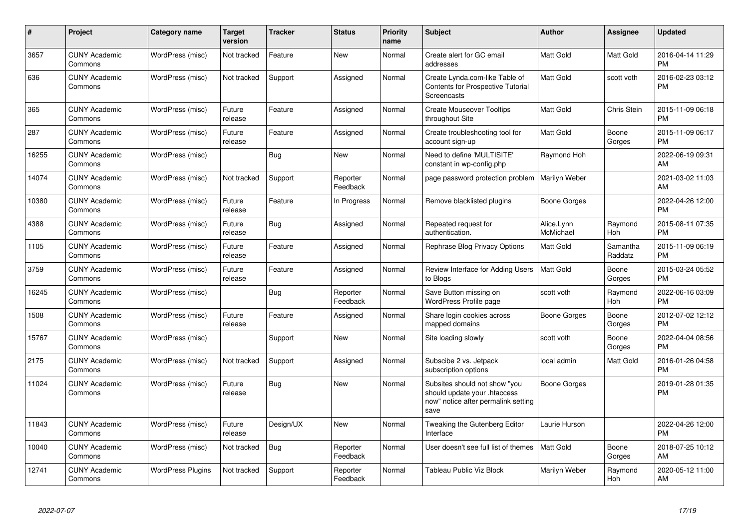| # | Project | Category name | Target version | Tracker | Status | Priority name | Subject | Author | Assignee | Updated |
|---|---|---|---|---|---|---|---|---|---|---|
| 3657 | CUNY Academic Commons | WordPress (misc) | Not tracked | Feature | New | Normal | Create alert for GC email addresses | Matt Gold | Matt Gold | 2016-04-14 11:29 PM |
| 636 | CUNY Academic Commons | WordPress (misc) | Not tracked | Support | Assigned | Normal | Create Lynda.com-like Table of Contents for Prospective Tutorial Screencasts | Matt Gold | scott voth | 2016-02-23 03:12 PM |
| 365 | CUNY Academic Commons | WordPress (misc) | Future release | Feature | Assigned | Normal | Create Mouseover Tooltips throughout Site | Matt Gold | Chris Stein | 2015-11-09 06:18 PM |
| 287 | CUNY Academic Commons | WordPress (misc) | Future release | Feature | Assigned | Normal | Create troubleshooting tool for account sign-up | Matt Gold | Boone Gorges | 2015-11-09 06:17 PM |
| 16255 | CUNY Academic Commons | WordPress (misc) | | Bug | New | Normal | Need to define 'MULTISITE' constant in wp-config.php | Raymond Hoh | | 2022-06-19 09:31 AM |
| 14074 | CUNY Academic Commons | WordPress (misc) | Not tracked | Support | Reporter Feedback | Normal | page password protection problem | Marilyn Weber | | 2021-03-02 11:03 AM |
| 10380 | CUNY Academic Commons | WordPress (misc) | Future release | Feature | In Progress | Normal | Remove blacklisted plugins | Boone Gorges | | 2022-04-26 12:00 PM |
| 4388 | CUNY Academic Commons | WordPress (misc) | Future release | Bug | Assigned | Normal | Repeated request for authentication. | Alice.Lynn McMichael | Raymond Hoh | 2015-08-11 07:35 PM |
| 1105 | CUNY Academic Commons | WordPress (misc) | Future release | Feature | Assigned | Normal | Rephrase Blog Privacy Options | Matt Gold | Samantha Raddatz | 2015-11-09 06:19 PM |
| 3759 | CUNY Academic Commons | WordPress (misc) | Future release | Feature | Assigned | Normal | Review Interface for Adding Users to Blogs | Matt Gold | Boone Gorges | 2015-03-24 05:52 PM |
| 16245 | CUNY Academic Commons | WordPress (misc) | | Bug | Reporter Feedback | Normal | Save Button missing on WordPress Profile page | scott voth | Raymond Hoh | 2022-06-16 03:09 PM |
| 1508 | CUNY Academic Commons | WordPress (misc) | Future release | Feature | Assigned | Normal | Share login cookies across mapped domains | Boone Gorges | Boone Gorges | 2012-07-02 12:12 PM |
| 15767 | CUNY Academic Commons | WordPress (misc) | | Support | New | Normal | Site loading slowly | scott voth | Boone Gorges | 2022-04-04 08:56 PM |
| 2175 | CUNY Academic Commons | WordPress (misc) | Not tracked | Support | Assigned | Normal | Subscibe 2 vs. Jetpack subscription options | local admin | Matt Gold | 2016-01-26 04:58 PM |
| 11024 | CUNY Academic Commons | WordPress (misc) | Future release | Bug | New | Normal | Subsites should not show "you should update your .htaccess now" notice after permalink setting save | Boone Gorges | | 2019-01-28 01:35 PM |
| 11843 | CUNY Academic Commons | WordPress (misc) | Future release | Design/UX | New | Normal | Tweaking the Gutenberg Editor Interface | Laurie Hurson | | 2022-04-26 12:00 PM |
| 10040 | CUNY Academic Commons | WordPress (misc) | Not tracked | Bug | Reporter Feedback | Normal | User doesn't see full list of themes | Matt Gold | Boone Gorges | 2018-07-25 10:12 AM |
| 12741 | CUNY Academic Commons | WordPress Plugins | Not tracked | Support | Reporter Feedback | Normal | Tableau Public Viz Block | Marilyn Weber | Raymond Hoh | 2020-05-12 11:00 AM |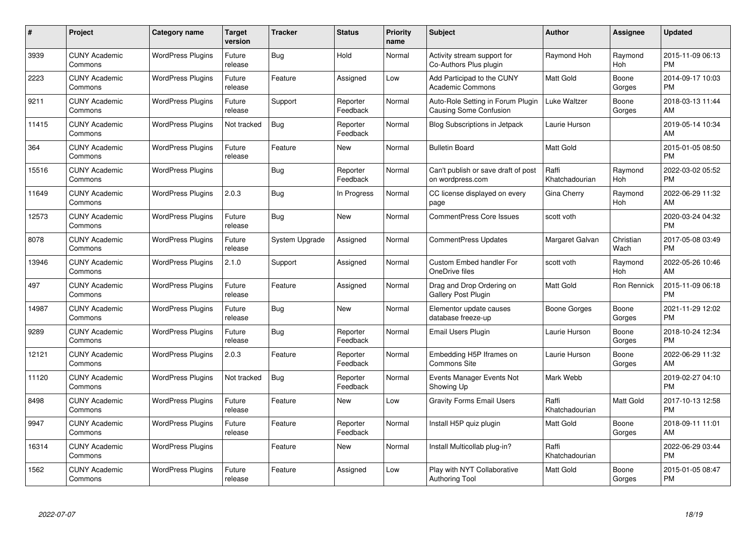| # | Project | Category name | Target version | Tracker | Status | Priority name | Subject | Author | Assignee | Updated |
|---|---|---|---|---|---|---|---|---|---|---|
| 3939 | CUNY Academic Commons | WordPress Plugins | Future release | Bug | Hold | Normal | Activity stream support for Co-Authors Plus plugin | Raymond Hoh | Raymond Hoh | 2015-11-09 06:13 PM |
| 2223 | CUNY Academic Commons | WordPress Plugins | Future release | Feature | Assigned | Low | Add Participad to the CUNY Academic Commons | Matt Gold | Boone Gorges | 2014-09-17 10:03 PM |
| 9211 | CUNY Academic Commons | WordPress Plugins | Future release | Support | Reporter Feedback | Normal | Auto-Role Setting in Forum Plugin Causing Some Confusion | Luke Waltzer | Boone Gorges | 2018-03-13 11:44 AM |
| 11415 | CUNY Academic Commons | WordPress Plugins | Not tracked | Bug | Reporter Feedback | Normal | Blog Subscriptions in Jetpack | Laurie Hurson | | 2019-05-14 10:34 AM |
| 364 | CUNY Academic Commons | WordPress Plugins | Future release | Feature | New | Normal | Bulletin Board | Matt Gold | | 2015-01-05 08:50 PM |
| 15516 | CUNY Academic Commons | WordPress Plugins | | Bug | Reporter Feedback | Normal | Can't publish or save draft of post on wordpress.com | Raffi Khatchadourian | Raymond Hoh | 2022-03-02 05:52 PM |
| 11649 | CUNY Academic Commons | WordPress Plugins | 2.0.3 | Bug | In Progress | Normal | CC license displayed on every page | Gina Cherry | Raymond Hoh | 2022-06-29 11:32 AM |
| 12573 | CUNY Academic Commons | WordPress Plugins | Future release | Bug | New | Normal | CommentPress Core Issues | scott voth | | 2020-03-24 04:32 PM |
| 8078 | CUNY Academic Commons | WordPress Plugins | Future release | System Upgrade | Assigned | Normal | CommentPress Updates | Margaret Galvan | Christian Wach | 2017-05-08 03:49 PM |
| 13946 | CUNY Academic Commons | WordPress Plugins | 2.1.0 | Support | Assigned | Normal | Custom Embed handler For OneDrive files | scott voth | Raymond Hoh | 2022-05-26 10:46 AM |
| 497 | CUNY Academic Commons | WordPress Plugins | Future release | Feature | Assigned | Normal | Drag and Drop Ordering on Gallery Post Plugin | Matt Gold | Ron Rennick | 2015-11-09 06:18 PM |
| 14987 | CUNY Academic Commons | WordPress Plugins | Future release | Bug | New | Normal | Elementor update causes database freeze-up | Boone Gorges | Boone Gorges | 2021-11-29 12:02 PM |
| 9289 | CUNY Academic Commons | WordPress Plugins | Future release | Bug | Reporter Feedback | Normal | Email Users Plugin | Laurie Hurson | Boone Gorges | 2018-10-24 12:34 PM |
| 12121 | CUNY Academic Commons | WordPress Plugins | 2.0.3 | Feature | Reporter Feedback | Normal | Embedding H5P Iframes on Commons Site | Laurie Hurson | Boone Gorges | 2022-06-29 11:32 AM |
| 11120 | CUNY Academic Commons | WordPress Plugins | Not tracked | Bug | Reporter Feedback | Normal | Events Manager Events Not Showing Up | Mark Webb | | 2019-02-27 04:10 PM |
| 8498 | CUNY Academic Commons | WordPress Plugins | Future release | Feature | New | Low | Gravity Forms Email Users | Raffi Khatchadourian | Matt Gold | 2017-10-13 12:58 PM |
| 9947 | CUNY Academic Commons | WordPress Plugins | Future release | Feature | Reporter Feedback | Normal | Install H5P quiz plugin | Matt Gold | Boone Gorges | 2018-09-11 11:01 AM |
| 16314 | CUNY Academic Commons | WordPress Plugins | | Feature | New | Normal | Install Multicollab plug-in? | Raffi Khatchadourian | | 2022-06-29 03:44 PM |
| 1562 | CUNY Academic Commons | WordPress Plugins | Future release | Feature | Assigned | Low | Play with NYT Collaborative Authoring Tool | Matt Gold | Boone Gorges | 2015-01-05 08:47 PM |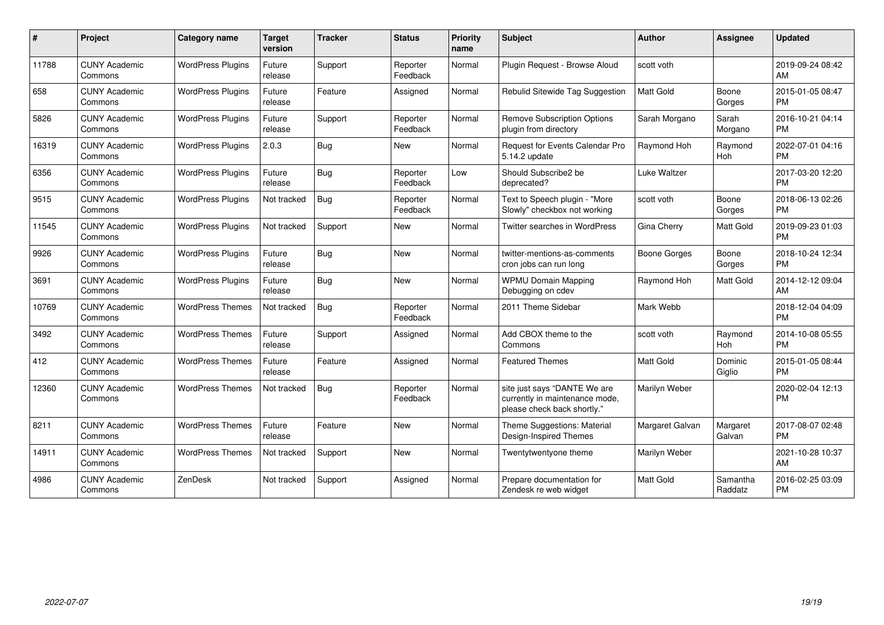| # | Project | Category name | Target version | Tracker | Status | Priority name | Subject | Author | Assignee | Updated |
|---|---|---|---|---|---|---|---|---|---|---|
| 11788 | CUNY Academic Commons | WordPress Plugins | Future release | Support | Reporter Feedback | Normal | Plugin Request - Browse Aloud | scott voth | | 2019-09-24 08:42 AM |
| 658 | CUNY Academic Commons | WordPress Plugins | Future release | Feature | Assigned | Normal | Rebulid Sitewide Tag Suggestion | Matt Gold | Boone Gorges | 2015-01-05 08:47 PM |
| 5826 | CUNY Academic Commons | WordPress Plugins | Future release | Support | Reporter Feedback | Normal | Remove Subscription Options plugin from directory | Sarah Morgano | Sarah Morgano | 2016-10-21 04:14 PM |
| 16319 | CUNY Academic Commons | WordPress Plugins | 2.0.3 | Bug | New | Normal | Request for Events Calendar Pro 5.14.2 update | Raymond Hoh | Raymond Hoh | 2022-07-01 04:16 PM |
| 6356 | CUNY Academic Commons | WordPress Plugins | Future release | Bug | Reporter Feedback | Low | Should Subscribe2 be deprecated? | Luke Waltzer | | 2017-03-20 12:20 PM |
| 9515 | CUNY Academic Commons | WordPress Plugins | Not tracked | Bug | Reporter Feedback | Normal | Text to Speech plugin - "More Slowly" checkbox not working | scott voth | Boone Gorges | 2018-06-13 02:26 PM |
| 11545 | CUNY Academic Commons | WordPress Plugins | Not tracked | Support | New | Normal | Twitter searches in WordPress | Gina Cherry | Matt Gold | 2019-09-23 01:03 PM |
| 9926 | CUNY Academic Commons | WordPress Plugins | Future release | Bug | New | Normal | twitter-mentions-as-comments cron jobs can run long | Boone Gorges | Boone Gorges | 2018-10-24 12:34 PM |
| 3691 | CUNY Academic Commons | WordPress Plugins | Future release | Bug | New | Normal | WPMU Domain Mapping Debugging on cdev | Raymond Hoh | Matt Gold | 2014-12-12 09:04 AM |
| 10769 | CUNY Academic Commons | WordPress Themes | Not tracked | Bug | Reporter Feedback | Normal | 2011 Theme Sidebar | Mark Webb | | 2018-12-04 04:09 PM |
| 3492 | CUNY Academic Commons | WordPress Themes | Future release | Support | Assigned | Normal | Add CBOX theme to the Commons | scott voth | Raymond Hoh | 2014-10-08 05:55 PM |
| 412 | CUNY Academic Commons | WordPress Themes | Future release | Feature | Assigned | Normal | Featured Themes | Matt Gold | Dominic Giglio | 2015-01-05 08:44 PM |
| 12360 | CUNY Academic Commons | WordPress Themes | Not tracked | Bug | Reporter Feedback | Normal | site just says "DANTE We are currently in maintenance mode, please check back shortly." | Marilyn Weber | | 2020-02-04 12:13 PM |
| 8211 | CUNY Academic Commons | WordPress Themes | Future release | Feature | New | Normal | Theme Suggestions: Material Design-Inspired Themes | Margaret Galvan | Margaret Galvan | 2017-08-07 02:48 PM |
| 14911 | CUNY Academic Commons | WordPress Themes | Not tracked | Support | New | Normal | Twentytwentyone theme | Marilyn Weber | | 2021-10-28 10:37 AM |
| 4986 | CUNY Academic Commons | ZenDesk | Not tracked | Support | Assigned | Normal | Prepare documentation for Zendesk re web widget | Matt Gold | Samantha Raddatz | 2016-02-25 03:09 PM |